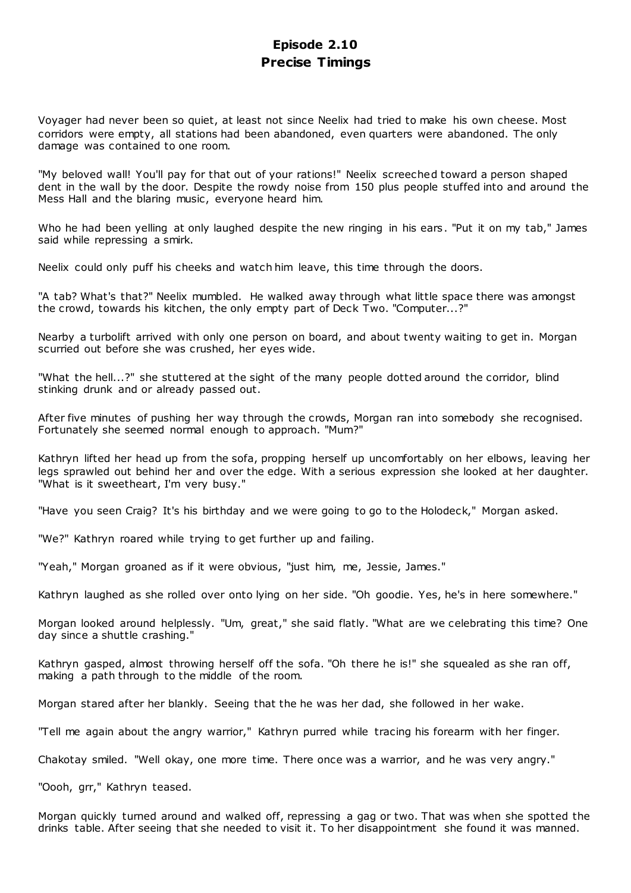# Episode 2.10
# Precise Timings

Voyager had never been so quiet, at least not since Neelix had tried to make his own cheese. Most corridors were empty, all stations had been abandoned, even quarters were abandoned. The only damage was contained to one room.

"My beloved wall! You'll pay for that out of your rations!" Neelix screeched toward a person shaped dent in the wall by the door. Despite the rowdy noise from 150 plus people stuffed into and around the Mess Hall and the blaring music, everyone heard him.

Who he had been yelling at only laughed despite the new ringing in his ears. "Put it on my tab," James said while repressing a smirk.

Neelix could only puff his cheeks and watch him leave, this time through the doors.

"A tab? What's that?" Neelix mumbled. He walked away through what little space there was amongst the crowd, towards his kitchen, the only empty part of Deck Two. "Computer...?"

Nearby a turbolift arrived with only one person on board, and about twenty waiting to get in. Morgan scurried out before she was crushed, her eyes wide.

"What the hell...?" she stuttered at the sight of the many people dotted around the corridor, blind stinking drunk and or already passed out.

After five minutes of pushing her way through the crowds, Morgan ran into somebody she recognised. Fortunately she seemed normal enough to approach. "Mum?"

Kathryn lifted her head up from the sofa, propping herself up uncomfortably on her elbows, leaving her legs sprawled out behind her and over the edge. With a serious expression she looked at her daughter. "What is it sweetheart, I'm very busy."

"Have you seen Craig? It's his birthday and we were going to go to the Holodeck," Morgan asked.

"We?" Kathryn roared while trying to get further up and failing.

"Yeah," Morgan groaned as if it were obvious, "just him, me, Jessie, James."

Kathryn laughed as she rolled over onto lying on her side. "Oh goodie. Yes, he's in here somewhere."

Morgan looked around helplessly. "Um, great," she said flatly. "What are we celebrating this time? One day since a shuttle crashing."

Kathryn gasped, almost throwing herself off the sofa. "Oh there he is!" she squealed as she ran off, making a path through to the middle of the room.

Morgan stared after her blankly. Seeing that the he was her dad, she followed in her wake.

"Tell me again about the angry warrior," Kathryn purred while tracing his forearm with her finger.

Chakotay smiled. "Well okay, one more time. There once was a warrior, and he was very angry."

"Oooh, grrr," Kathryn teased.

Morgan quickly turned around and walked off, repressing a gag or two. That was when she spotted the drinks table. After seeing that she needed to visit it. To her disappointment she found it was manned.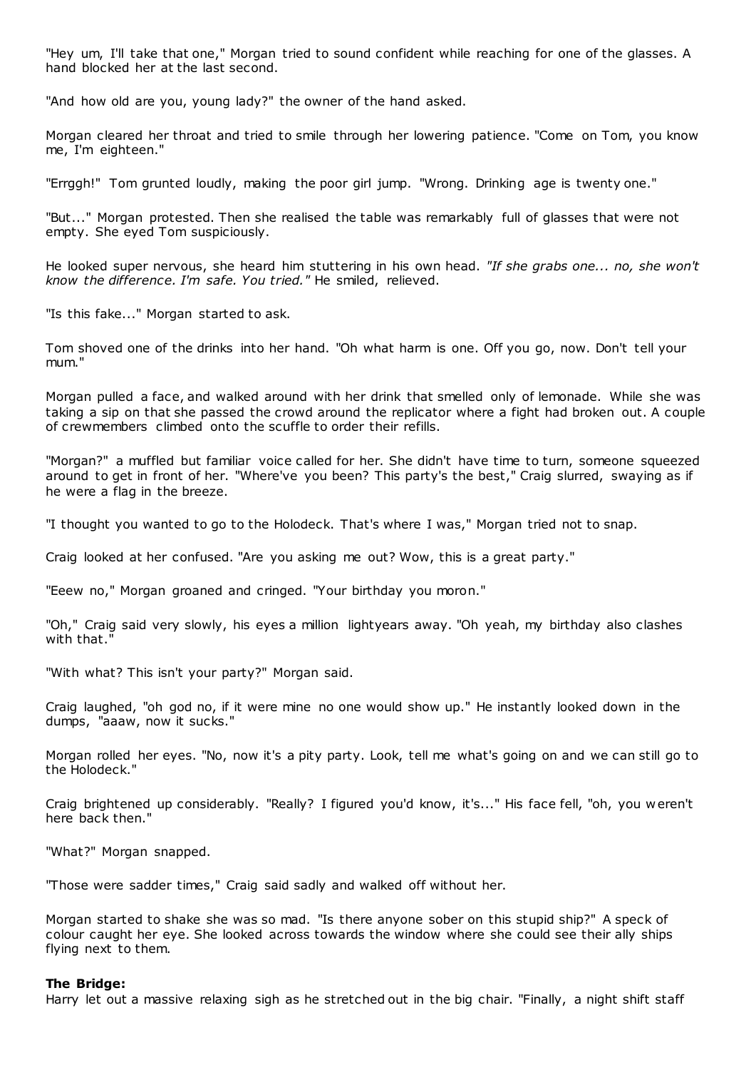"Hey um, I'll take that one," Morgan tried to sound confident while reaching for one of the glasses. A hand blocked her at the last second.

"And how old are you, young lady?" the owner of the hand asked.

Morgan cleared her throat and tried to smile through her lowering patience. "Come on Tom, you know me, I'm eighteen."

"Errggh!" Tom grunted loudly, making the poor girl jump. "Wrong. Drinking age is twenty one."

"But..." Morgan protested. Then she realised the table was remarkably full of glasses that were not empty. She eyed Tom suspiciously.

He looked super nervous, she heard him stuttering in his own head. *"If she grabs one... no, she won't know the difference. I'm safe. You tried."* He smiled, relieved.

"Is this fake..." Morgan started to ask.

Tom shoved one of the drinks into her hand. "Oh what harm is one. Off you go, now. Don't tell your mum."

Morgan pulled a face, and walked around with her drink that smelled only of lemonade. While she was taking a sip on that she passed the crowd around the replicator where a fight had broken out. A couple of crewmembers climbed onto the scuffle to order their refills.

"Morgan?" a muffled but familiar voice called for her. She didn't have time to turn, someone squeezed around to get in front of her. "Where've you been? This party's the best," Craig slurred, swaying as if he were a flag in the breeze.

"I thought you wanted to go to the Holodeck. That's where I was," Morgan tried not to snap.

Craig looked at her confused. "Are you asking me out? Wow, this is a great party."

"Eeew no," Morgan groaned and cringed. "Your birthday you moron."

"Oh," Craig said very slowly, his eyes a million lightyears away. "Oh yeah, my birthday also clashes with that."

"With what? This isn't your party?" Morgan said.

Craig laughed, "oh god no, if it were mine no one would show up." He instantly looked down in the dumps, "aaaw, now it sucks."

Morgan rolled her eyes. "No, now it's a pity party. Look, tell me what's going on and we can still go to the Holodeck."

Craig brightened up considerably. "Really? I figured you'd know, it's..." His face fell, "oh, you weren't here back then."

"What?" Morgan snapped.

"Those were sadder times," Craig said sadly and walked off without her.

Morgan started to shake she was so mad. "Is there anyone sober on this stupid ship?" A speck of colour caught her eye. She looked across towards the window where she could see their ally ships flying next to them.

**The Bridge:**
Harry let out a massive relaxing sigh as he stretched out in the big chair. "Finally, a night shift staff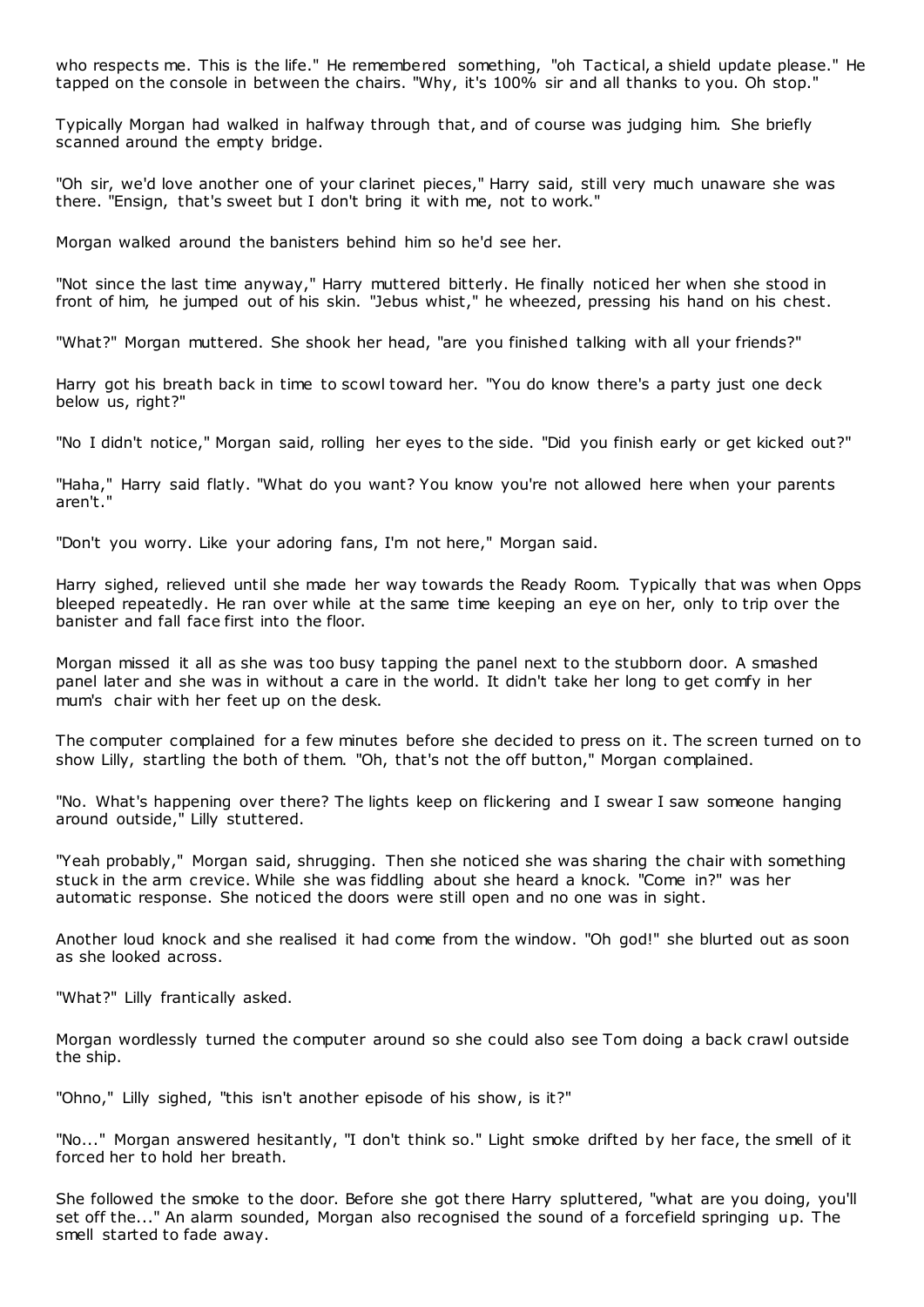who respects me. This is the life." He remembered something, "oh Tactical, a shield update please." He tapped on the console in between the chairs. "Why, it's 100% sir and all thanks to you. Oh stop."

Typically Morgan had walked in halfway through that, and of course was judging him. She briefly scanned around the empty bridge.

"Oh sir, we'd love another one of your clarinet pieces," Harry said, still very much unaware she was there. "Ensign, that's sweet but I don't bring it with me, not to work."

Morgan walked around the banisters behind him so he'd see her.

"Not since the last time anyway," Harry muttered bitterly. He finally noticed her when she stood in front of him, he jumped out of his skin. "Jebus whist," he wheezed, pressing his hand on his chest.

"What?" Morgan muttered. She shook her head, "are you finished talking with all your friends?"

Harry got his breath back in time to scowl toward her. "You do know there's a party just one deck below us, right?"

"No I didn't notice," Morgan said, rolling her eyes to the side. "Did you finish early or get kicked out?"

"Haha," Harry said flatly. "What do you want? You know you're not allowed here when your parents aren't."

"Don't you worry. Like your adoring fans, I'm not here," Morgan said.

Harry sighed, relieved until she made her way towards the Ready Room. Typically that was when Opps bleeped repeatedly. He ran over while at the same time keeping an eye on her, only to trip over the banister and fall face first into the floor.

Morgan missed it all as she was too busy tapping the panel next to the stubborn door. A smashed panel later and she was in without a care in the world. It didn't take her long to get comfy in her mum's chair with her feet up on the desk.

The computer complained for a few minutes before she decided to press on it. The screen turned on to show Lilly, startling the both of them. "Oh, that's not the off button," Morgan complained.

"No. What's happening over there? The lights keep on flickering and I swear I saw someone hanging around outside," Lilly stuttered.

"Yeah probably," Morgan said, shrugging. Then she noticed she was sharing the chair with something stuck in the arm crevice. While she was fiddling about she heard a knock. "Come in?" was her automatic response. She noticed the doors were still open and no one was in sight.

Another loud knock and she realised it had come from the window. "Oh god!" she blurted out as soon as she looked across.

"What?" Lilly frantically asked.

Morgan wordlessly turned the computer around so she could also see Tom doing a back crawl outside the ship.

"Ohno," Lilly sighed, "this isn't another episode of his show, is it?"

"No..." Morgan answered hesitantly, "I don't think so." Light smoke drifted by her face, the smell of it forced her to hold her breath.

She followed the smoke to the door. Before she got there Harry spluttered, "what are you doing, you'll set off the..." An alarm sounded, Morgan also recognised the sound of a forcefield springing up. The smell started to fade away.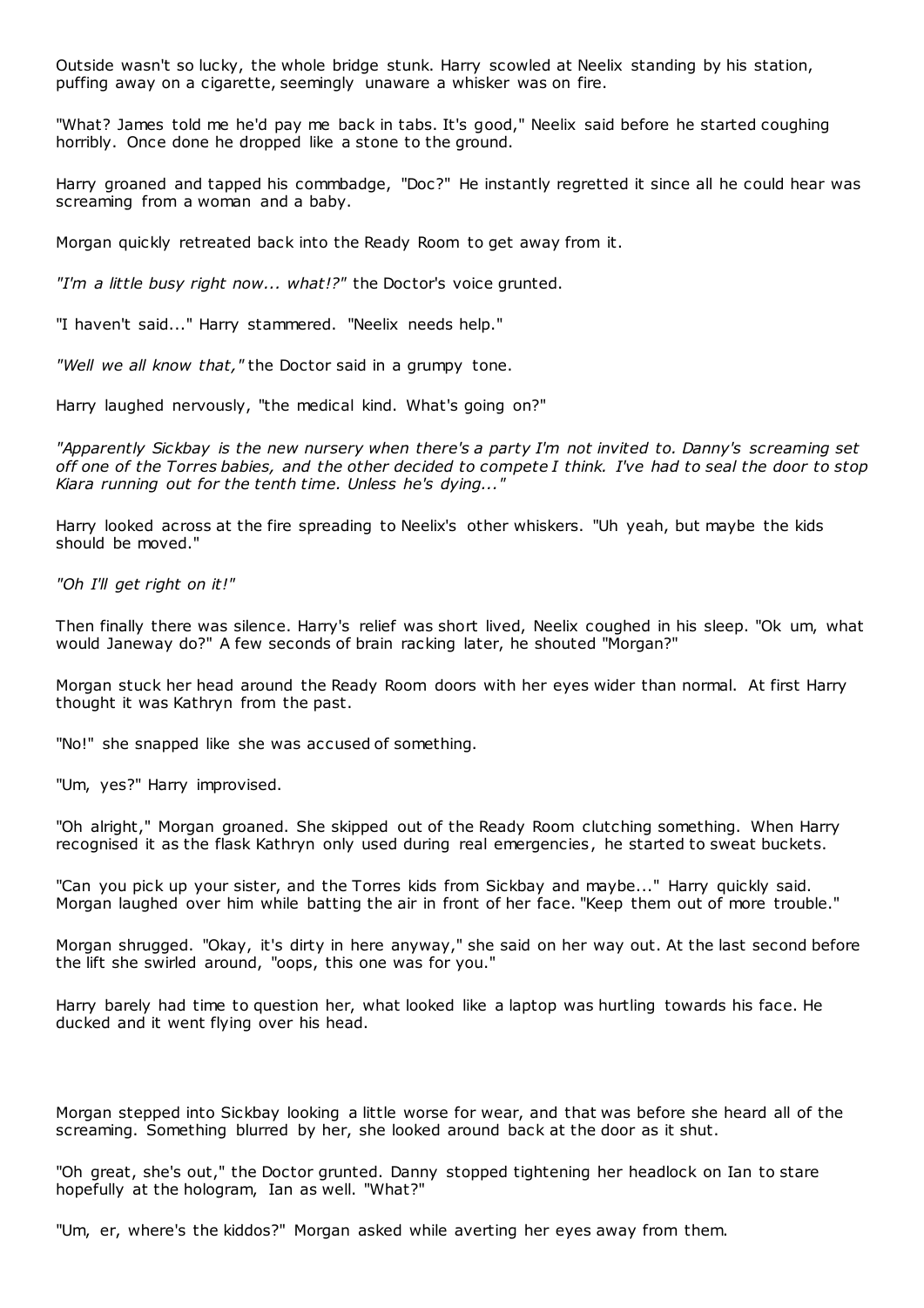Outside wasn't so lucky, the whole bridge stunk. Harry scowled at Neelix standing by his station, puffing away on a cigarette, seemingly unaware a whisker was on fire.

"What? James told me he'd pay me back in tabs. It's good," Neelix said before he started coughing horribly. Once done he dropped like a stone to the ground.

Harry groaned and tapped his commbadge, "Doc?" He instantly regretted it since all he could hear was screaming from a woman and a baby.

Morgan quickly retreated back into the Ready Room to get away from it.

*"I'm a little busy right now... what!?"* the Doctor's voice grunted.

"I haven't said..." Harry stammered. "Neelix needs help."

*"Well we all know that,"* the Doctor said in a grumpy tone.

Harry laughed nervously, "the medical kind. What's going on?"

*"Apparently Sickbay is the new nursery when there's a party I'm not invited to. Danny's screaming set off one of the Torres babies, and the other decided to compete I think. I've had to seal the door to stop Kiara running out for the tenth time. Unless he's dying..."*

Harry looked across at the fire spreading to Neelix's other whiskers. "Uh yeah, but maybe the kids should be moved."

*"Oh I'll get right on it!"*

Then finally there was silence. Harry's relief was short lived, Neelix coughed in his sleep. "Ok um, what would Janeway do?" A few seconds of brain racking later, he shouted "Morgan?"

Morgan stuck her head around the Ready Room doors with her eyes wider than normal. At first Harry thought it was Kathryn from the past.

"No!" she snapped like she was accused of something.

"Um, yes?" Harry improvised.

"Oh alright," Morgan groaned. She skipped out of the Ready Room clutching something. When Harry recognised it as the flask Kathryn only used during real emergencies, he started to sweat buckets.

"Can you pick up your sister, and the Torres kids from Sickbay and maybe..." Harry quickly said. Morgan laughed over him while batting the air in front of her face. "Keep them out of more trouble."

Morgan shrugged. "Okay, it's dirty in here anyway," she said on her way out. At the last second before the lift she swirled around, "oops, this one was for you."

Harry barely had time to question her, what looked like a laptop was hurtling towards his face. He ducked and it went flying over his head.

Morgan stepped into Sickbay looking a little worse for wear, and that was before she heard all of the screaming. Something blurred by her, she looked around back at the door as it shut.

"Oh great, she's out," the Doctor grunted. Danny stopped tightening her headlock on Ian to stare hopefully at the hologram, Ian as well. "What?"

"Um, er, where's the kiddos?" Morgan asked while averting her eyes away from them.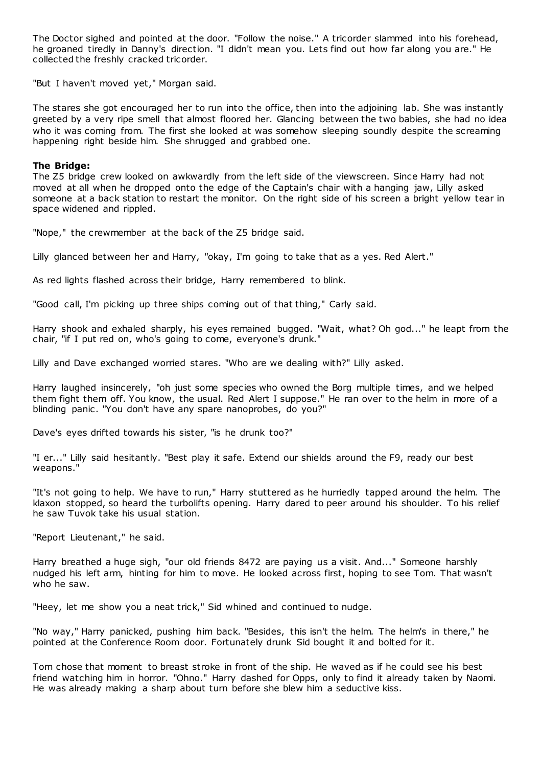The Doctor sighed and pointed at the door. "Follow the noise." A tricorder slammed into his forehead, he groaned tiredly in Danny's direction. "I didn't mean you. Lets find out how far along you are." He collected the freshly cracked tricorder.

"But I haven't moved yet," Morgan said.

The stares she got encouraged her to run into the office, then into the adjoining lab. She was instantly greeted by a very ripe smell that almost floored her. Glancing between the two babies, she had no idea who it was coming from. The first she looked at was somehow sleeping soundly despite the screaming happening right beside him. She shrugged and grabbed one.

**The Bridge:**

The Z5 bridge crew looked on awkwardly from the left side of the viewscreen. Since Harry had not moved at all when he dropped onto the edge of the Captain's chair with a hanging jaw, Lilly asked someone at a back station to restart the monitor. On the right side of his screen a bright yellow tear in space widened and rippled.

"Nope," the crewmember at the back of the Z5 bridge said.

Lilly glanced between her and Harry, "okay, I'm going to take that as a yes. Red Alert."

As red lights flashed across their bridge, Harry remembered to blink.

"Good call, I'm picking up three ships coming out of that thing," Carly said.

Harry shook and exhaled sharply, his eyes remained bugged. "Wait, what? Oh god..." he leapt from the chair, "if I put red on, who's going to come, everyone's drunk."

Lilly and Dave exchanged worried stares. "Who are we dealing with?" Lilly asked.

Harry laughed insincerely, "oh just some species who owned the Borg multiple times, and we helped them fight them off. You know, the usual. Red Alert I suppose." He ran over to the helm in more of a blinding panic. "You don't have any spare nanoprobes, do you?"

Dave's eyes drifted towards his sister, "is he drunk too?"

"I er..." Lilly said hesitantly. "Best play it safe. Extend our shields around the F9, ready our best weapons."

"It's not going to help. We have to run," Harry stuttered as he hurriedly tapped around the helm. The klaxon stopped, so heard the turbolifts opening. Harry dared to peer around his shoulder. To his relief he saw Tuvok take his usual station.

"Report Lieutenant," he said.

Harry breathed a huge sigh, "our old friends 8472 are paying us a visit. And..." Someone harshly nudged his left arm, hinting for him to move. He looked across first, hoping to see Tom. That wasn't who he saw.

"Heey, let me show you a neat trick," Sid whined and continued to nudge.

"No way," Harry panicked, pushing him back. "Besides, this isn't the helm. The helm's in there," he pointed at the Conference Room door. Fortunately drunk Sid bought it and bolted for it.

Tom chose that moment to breast stroke in front of the ship. He waved as if he could see his best friend watching him in horror. "Ohno." Harry dashed for Opps, only to find it already taken by Naomi. He was already making a sharp about turn before she blew him a seductive kiss.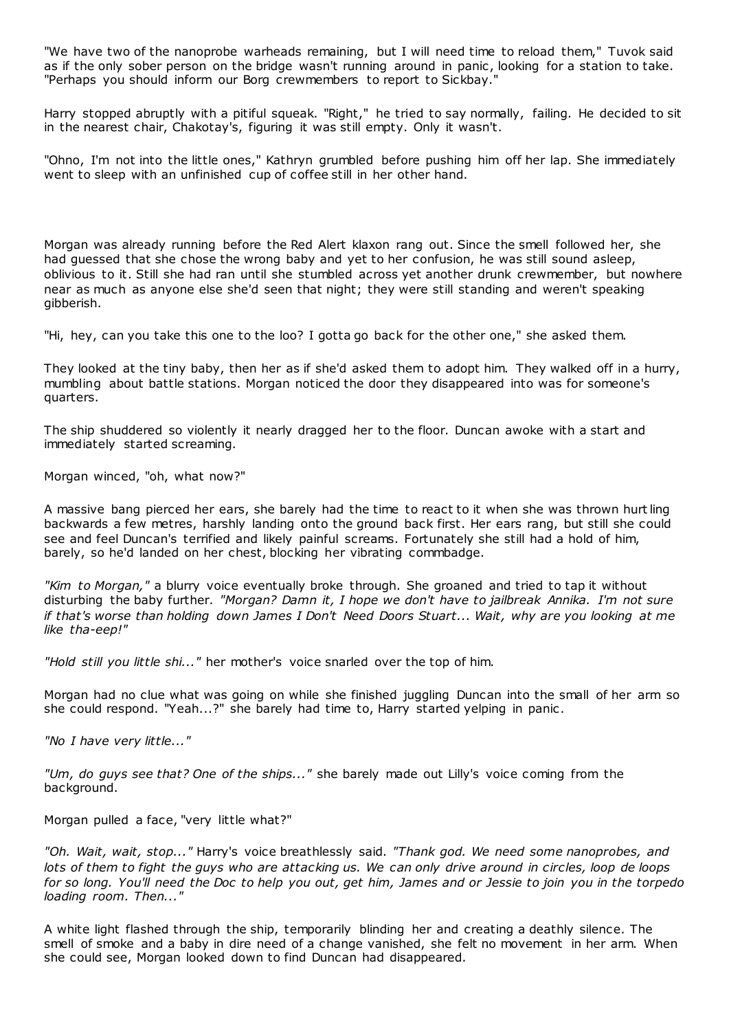"We have two of the nanoprobe warheads remaining, but I will need time to reload them," Tuvok said as if the only sober person on the bridge wasn't running around in panic, looking for a station to take. "Perhaps you should inform our Borg crewmembers to report to Sickbay."

Harry stopped abruptly with a pitiful squeak. "Right," he tried to say normally, failing. He decided to sit in the nearest chair, Chakotay's, figuring it was still empty. Only it wasn't.

"Ohno, I'm not into the little ones," Kathryn grumbled before pushing him off her lap. She immediately went to sleep with an unfinished cup of coffee still in her other hand.

Morgan was already running before the Red Alert klaxon rang out. Since the smell followed her, she had guessed that she chose the wrong baby and yet to her confusion, he was still sound asleep, oblivious to it. Still she had ran until she stumbled across yet another drunk crewmember, but nowhere near as much as anyone else she'd seen that night; they were still standing and weren't speaking gibberish.

"Hi, hey, can you take this one to the loo? I gotta go back for the other one," she asked them.

They looked at the tiny baby, then her as if she'd asked them to adopt him. They walked off in a hurry, mumbling about battle stations. Morgan noticed the door they disappeared into was for someone's quarters.

The ship shuddered so violently it nearly dragged her to the floor. Duncan awoke with a start and immediately started screaming.

Morgan winced, "oh, what now?"

A massive bang pierced her ears, she barely had the time to react to it when she was thrown hurtling backwards a few metres, harshly landing onto the ground back first. Her ears rang, but still she could see and feel Duncan's terrified and likely painful screams. Fortunately she still had a hold of him, barely, so he'd landed on her chest, blocking her vibrating commbadge.

*"Kim to Morgan,"* a blurry voice eventually broke through. She groaned and tried to tap it without disturbing the baby further. *"Morgan? Damn it, I hope we don't have to jailbreak Annika. I'm not sure if that's worse than holding down James I Don't Need Doors Stuart... Wait, why are you looking at me like tha-eep!"*

*"Hold still you little shi..."* her mother's voice snarled over the top of him.

Morgan had no clue what was going on while she finished juggling Duncan into the small of her arm so she could respond. "Yeah...?" she barely had time to, Harry started yelping in panic.

*"No I have very little..."*

*"Um, do guys see that? One of the ships..."* she barely made out Lilly's voice coming from the background.

Morgan pulled a face, "very little what?"

*"Oh. Wait, wait, stop..."* Harry's voice breathlessly said. *"Thank god. We need some nanoprobes, and lots of them to fight the guys who are attacking us. We can only drive around in circles, loop de loops for so long. You'll need the Doc to help you out, get him, James and or Jessie to join you in the torpedo loading room. Then..."*

A white light flashed through the ship, temporarily blinding her and creating a deathly silence. The smell of smoke and a baby in dire need of a change vanished, she felt no movement in her arm. When she could see, Morgan looked down to find Duncan had disappeared.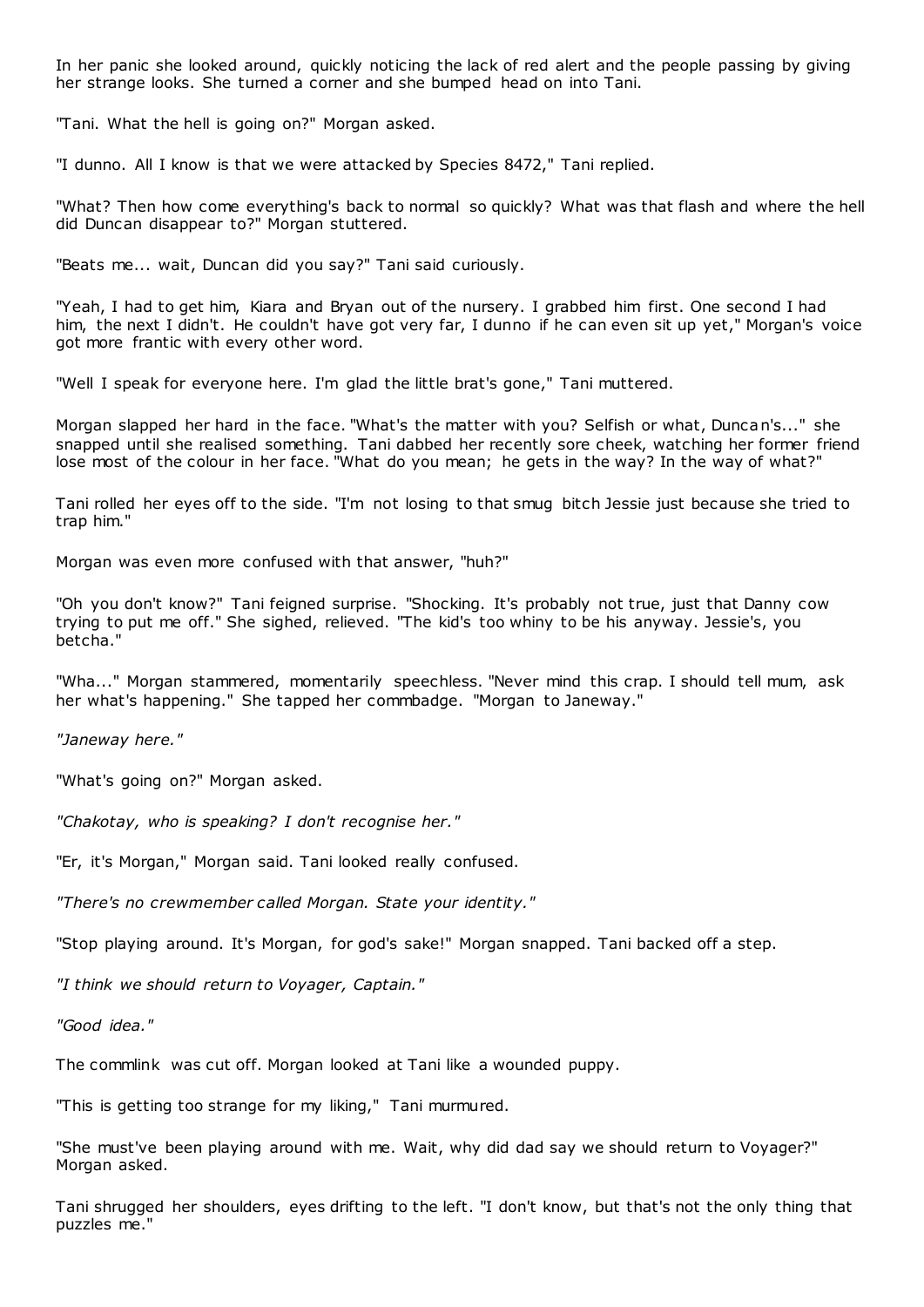In her panic she looked around, quickly noticing the lack of red alert and the people passing by giving her strange looks. She turned a corner and she bumped head on into Tani.

"Tani. What the hell is going on?" Morgan asked.

"I dunno. All I know is that we were attacked by Species 8472," Tani replied.

"What? Then how come everything's back to normal so quickly? What was that flash and where the hell did Duncan disappear to?" Morgan stuttered.

"Beats me... wait, Duncan did you say?" Tani said curiously.

"Yeah, I had to get him, Kiara and Bryan out of the nursery. I grabbed him first. One second I had him, the next I didn't. He couldn't have got very far, I dunno if he can even sit up yet," Morgan's voice got more frantic with every other word.

"Well I speak for everyone here. I'm glad the little brat's gone," Tani muttered.

Morgan slapped her hard in the face. "What's the matter with you? Selfish or what, Duncan's..." she snapped until she realised something. Tani dabbed her recently sore cheek, watching her former friend lose most of the colour in her face. "What do you mean; he gets in the way? In the way of what?"

Tani rolled her eyes off to the side. "I'm not losing to that smug bitch Jessie just because she tried to trap him."

Morgan was even more confused with that answer, "huh?"

"Oh you don't know?" Tani feigned surprise. "Shocking. It's probably not true, just that Danny cow trying to put me off." She sighed, relieved. "The kid's too whiny to be his anyway. Jessie's, you betcha."

"Wha..." Morgan stammered, momentarily speechless. "Never mind this crap. I should tell mum, ask her what's happening." She tapped her commbadge. "Morgan to Janeway."

*"Janeway here."*

"What's going on?" Morgan asked.

*"Chakotay, who is speaking? I don't recognise her."*

"Er, it's Morgan," Morgan said. Tani looked really confused.

*"There's no crewmember called Morgan. State your identity."*

"Stop playing around. It's Morgan, for god's sake!" Morgan snapped. Tani backed off a step.

*"I think we should return to Voyager, Captain."*

*"Good idea."*

The commlink was cut off. Morgan looked at Tani like a wounded puppy.

"This is getting too strange for my liking," Tani murmured.

"She must've been playing around with me. Wait, why did dad say we should return to Voyager?" Morgan asked.

Tani shrugged her shoulders, eyes drifting to the left. "I don't know, but that's not the only thing that puzzles me."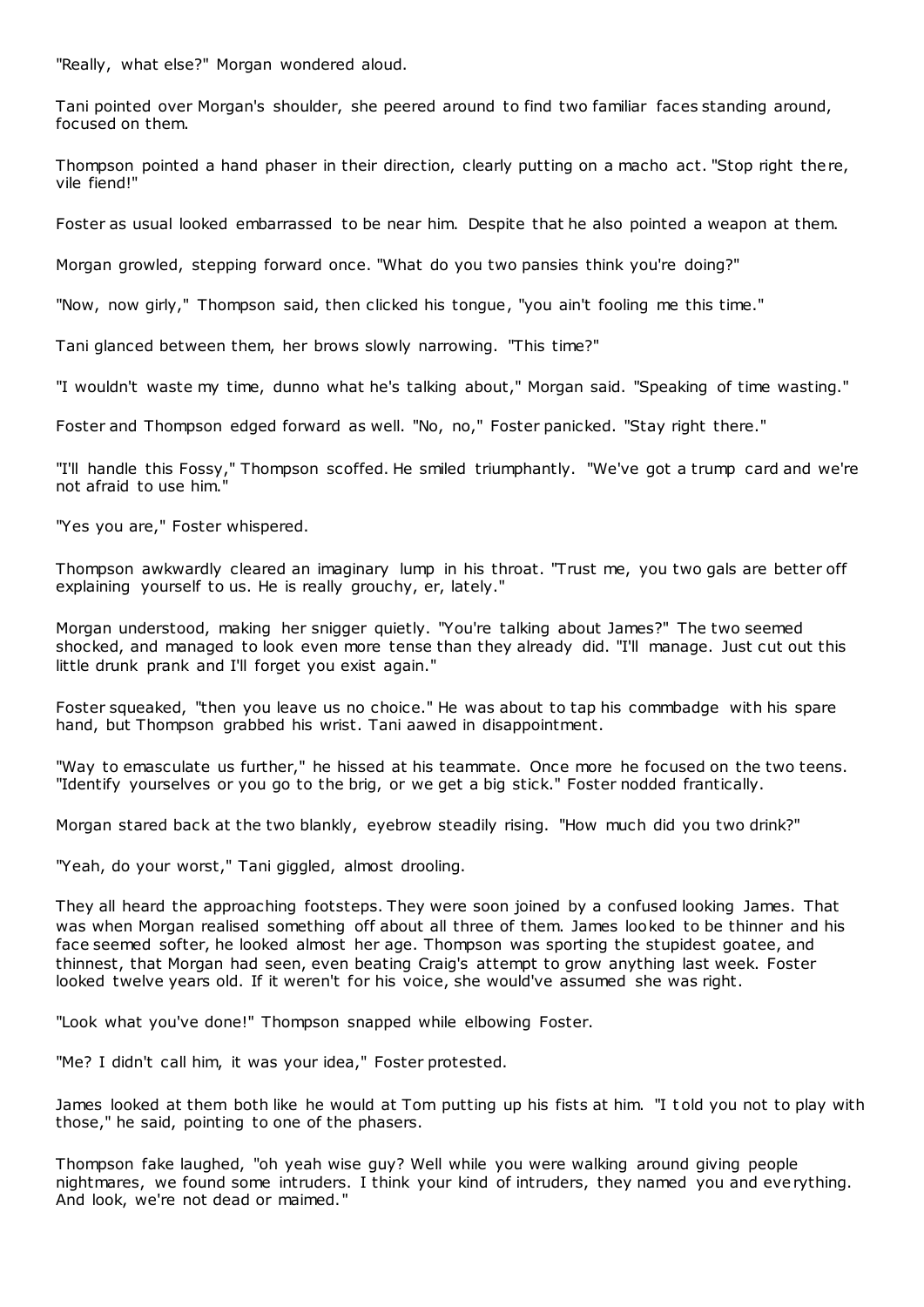"Really, what else?" Morgan wondered aloud.

Tani pointed over Morgan's shoulder, she peered around to find two familiar faces standing around, focused on them.

Thompson pointed a hand phaser in their direction, clearly putting on a macho act. "Stop right there, vile fiend!"

Foster as usual looked embarrassed to be near him. Despite that he also pointed a weapon at them.

Morgan growled, stepping forward once. "What do you two pansies think you're doing?"

"Now, now girly," Thompson said, then clicked his tongue, "you ain't fooling me this time."

Tani glanced between them, her brows slowly narrowing. "This time?"

"I wouldn't waste my time, dunno what he's talking about," Morgan said. "Speaking of time wasting."

Foster and Thompson edged forward as well. "No, no," Foster panicked. "Stay right there."

"I'll handle this Fossy," Thompson scoffed. He smiled triumphantly. "We've got a trump card and we're not afraid to use him."

"Yes you are," Foster whispered.

Thompson awkwardly cleared an imaginary lump in his throat. "Trust me, you two gals are better off explaining yourself to us. He is really grouchy, er, lately."

Morgan understood, making her snigger quietly. "You're talking about James?" The two seemed shocked, and managed to look even more tense than they already did. "I'll manage. Just cut out this little drunk prank and I'll forget you exist again."

Foster squeaked, "then you leave us no choice." He was about to tap his commbadge with his spare hand, but Thompson grabbed his wrist. Tani aawed in disappointment.

"Way to emasculate us further," he hissed at his teammate. Once more he focused on the two teens. "Identify yourselves or you go to the brig, or we get a big stick." Foster nodded frantically.

Morgan stared back at the two blankly, eyebrow steadily rising. "How much did you two drink?"

"Yeah, do your worst," Tani giggled, almost drooling.

They all heard the approaching footsteps. They were soon joined by a confused looking James. That was when Morgan realised something off about all three of them. James looked to be thinner and his face seemed softer, he looked almost her age. Thompson was sporting the stupidest goatee, and thinnest, that Morgan had seen, even beating Craig's attempt to grow anything last week. Foster looked twelve years old. If it weren't for his voice, she would've assumed she was right.

"Look what you've done!" Thompson snapped while elbowing Foster.

"Me? I didn't call him, it was your idea," Foster protested.

James looked at them both like he would at Tom putting up his fists at him. "I told you not to play with those," he said, pointing to one of the phasers.

Thompson fake laughed, "oh yeah wise guy? Well while you were walking around giving people nightmares, we found some intruders. I think your kind of intruders, they named you and everything. And look, we're not dead or maimed."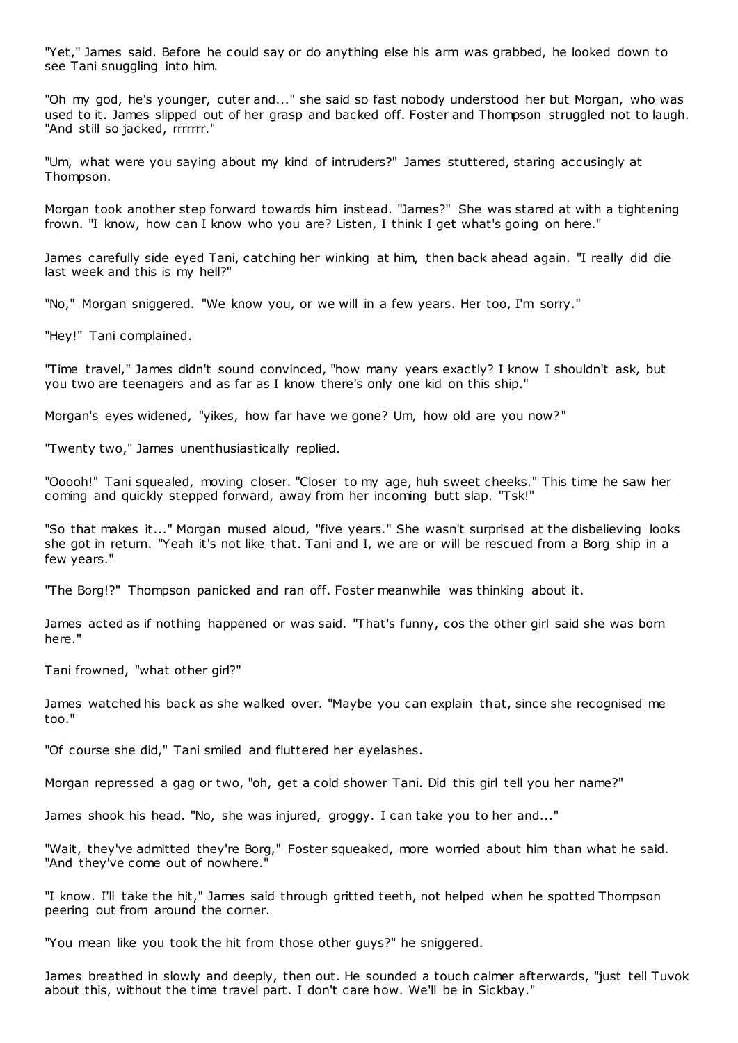"Yet," James said. Before he could say or do anything else his arm was grabbed, he looked down to see Tani snuggling into him.

"Oh my god, he's younger, cuter and..." she said so fast nobody understood her but Morgan, who was used to it. James slipped out of her grasp and backed off. Foster and Thompson struggled not to laugh. "And still so jacked, rrrrrrr."

"Um, what were you saying about my kind of intruders?" James stuttered, staring accusingly at Thompson.

Morgan took another step forward towards him instead. "James?" She was stared at with a tightening frown. "I know, how can I know who you are? Listen, I think I get what's going on here."

James carefully side eyed Tani, catching her winking at him, then back ahead again. "I really did die last week and this is my hell?"

"No," Morgan sniggered. "We know you, or we will in a few years. Her too, I'm sorry."

"Hey!" Tani complained.

"Time travel," James didn't sound convinced, "how many years exactly? I know I shouldn't ask, but you two are teenagers and as far as I know there's only one kid on this ship."

Morgan's eyes widened, "yikes, how far have we gone? Um, how old are you now?"

"Twenty two," James unenthusiastically replied.

"Ooooh!" Tani squealed, moving closer. "Closer to my age, huh sweet cheeks." This time he saw her coming and quickly stepped forward, away from her incoming butt slap. "Tsk!"

"So that makes it..." Morgan mused aloud, "five years." She wasn't surprised at the disbelieving looks she got in return. "Yeah it's not like that. Tani and I, we are or will be rescued from a Borg ship in a few years."

"The Borg!?" Thompson panicked and ran off. Foster meanwhile was thinking about it.

James acted as if nothing happened or was said. "That's funny, cos the other girl said she was born here."

Tani frowned, "what other girl?"

James watched his back as she walked over. "Maybe you can explain that, since she recognised me too."

"Of course she did," Tani smiled and fluttered her eyelashes.

Morgan repressed a gag or two, "oh, get a cold shower Tani. Did this girl tell you her name?"

James shook his head. "No, she was injured, groggy. I can take you to her and..."

"Wait, they've admitted they're Borg," Foster squeaked, more worried about him than what he said. "And they've come out of nowhere."

"I know. I'll take the hit," James said through gritted teeth, not helped when he spotted Thompson peering out from around the corner.

"You mean like you took the hit from those other guys?" he sniggered.

James breathed in slowly and deeply, then out. He sounded a touch calmer afterwards, "just tell Tuvok about this, without the time travel part. I don't care how. We'll be in Sickbay."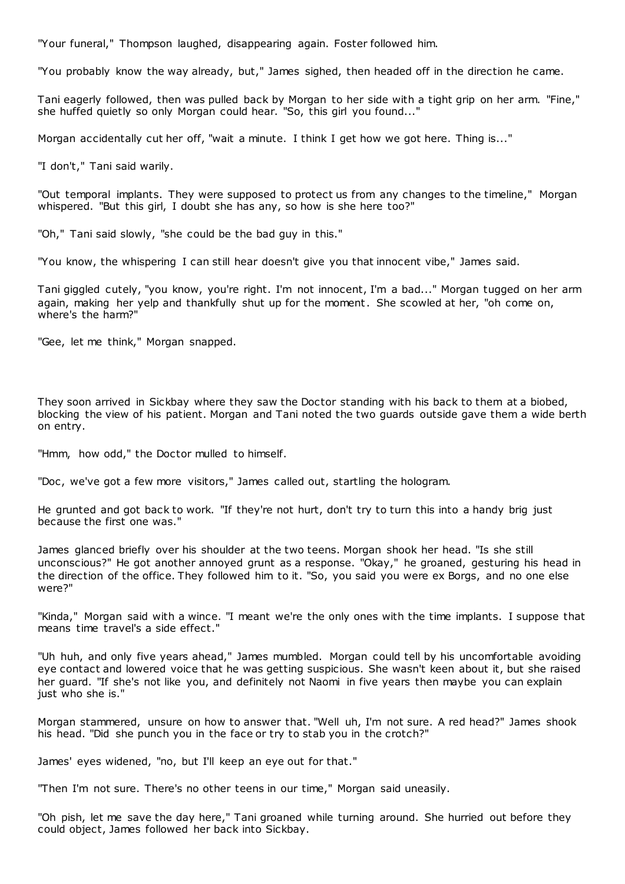"Your funeral," Thompson laughed, disappearing again. Foster followed him.

"You probably know the way already, but," James sighed, then headed off in the direction he came.

Tani eagerly followed, then was pulled back by Morgan to her side with a tight grip on her arm. "Fine," she huffed quietly so only Morgan could hear. "So, this girl you found..."

Morgan accidentally cut her off, "wait a minute. I think I get how we got here. Thing is..."

"I don't," Tani said warily.

"Out temporal implants. They were supposed to protect us from any changes to the timeline," Morgan whispered. "But this girl, I doubt she has any, so how is she here too?"

"Oh," Tani said slowly, "she could be the bad guy in this."

"You know, the whispering I can still hear doesn't give you that innocent vibe," James said.

Tani giggled cutely, "you know, you're right. I'm not innocent, I'm a bad..." Morgan tugged on her arm again, making her yelp and thankfully shut up for the moment. She scowled at her, "oh come on, where's the harm?"

"Gee, let me think," Morgan snapped.

They soon arrived in Sickbay where they saw the Doctor standing with his back to them at a biobed, blocking the view of his patient. Morgan and Tani noted the two guards outside gave them a wide berth on entry.

"Hmm, how odd," the Doctor mulled to himself.

"Doc, we've got a few more visitors," James called out, startling the hologram.

He grunted and got back to work. "If they're not hurt, don't try to turn this into a handy brig just because the first one was."

James glanced briefly over his shoulder at the two teens. Morgan shook her head. "Is she still unconscious?" He got another annoyed grunt as a response. "Okay," he groaned, gesturing his head in the direction of the office. They followed him to it. "So, you said you were ex Borgs, and no one else were?"

"Kinda," Morgan said with a wince. "I meant we're the only ones with the time implants. I suppose that means time travel's a side effect."

"Uh huh, and only five years ahead," James mumbled. Morgan could tell by his uncomfortable avoiding eye contact and lowered voice that he was getting suspicious. She wasn't keen about it, but she raised her guard. "If she's not like you, and definitely not Naomi in five years then maybe you can explain just who she is."

Morgan stammered, unsure on how to answer that. "Well uh, I'm not sure. A red head?" James shook his head. "Did she punch you in the face or try to stab you in the crotch?"

James' eyes widened, "no, but I'll keep an eye out for that."

"Then I'm not sure. There's no other teens in our time," Morgan said uneasily.

"Oh pish, let me save the day here," Tani groaned while turning around. She hurried out before they could object, James followed her back into Sickbay.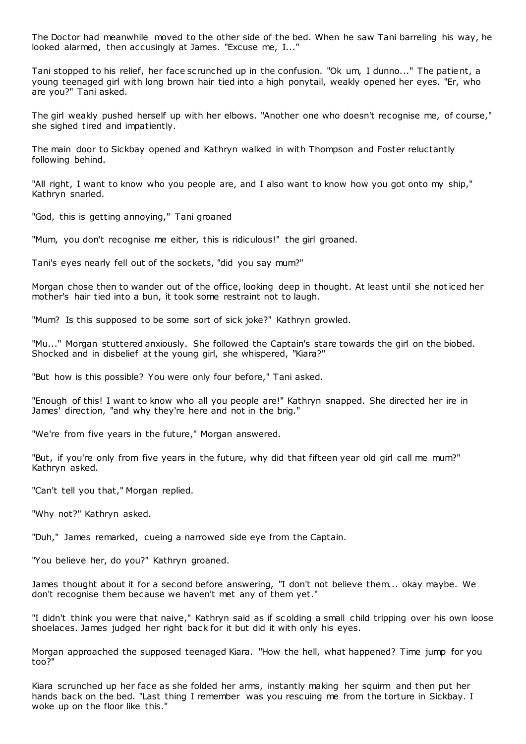The Doctor had meanwhile moved to the other side of the bed. When he saw Tani barreling his way, he looked alarmed, then accusingly at James. "Excuse me, I..."

Tani stopped to his relief, her face scrunched up in the confusion. "Ok um, I dunno..." The patient, a young teenaged girl with long brown hair tied into a high ponytail, weakly opened her eyes. "Er, who are you?" Tani asked.

The girl weakly pushed herself up with her elbows. "Another one who doesn't recognise me, of course," she sighed tired and impatiently.

The main door to Sickbay opened and Kathryn walked in with Thompson and Foster reluctantly following behind.

"All right, I want to know who you people are, and I also want to know how you got onto my ship," Kathryn snarled.

"God, this is getting annoying," Tani groaned

"Mum, you don't recognise me either, this is ridiculous!" the girl groaned.

Tani's eyes nearly fell out of the sockets, "did you say mum?"

Morgan chose then to wander out of the office, looking deep in thought. At least until she noticed her mother's hair tied into a bun, it took some restraint not to laugh.

"Mum? Is this supposed to be some sort of sick joke?" Kathryn growled.

"Mu..." Morgan stuttered anxiously. She followed the Captain's stare towards the girl on the biobed. Shocked and in disbelief at the young girl, she whispered, "Kiara?"

"But how is this possible? You were only four before," Tani asked.

"Enough of this! I want to know who all you people are!" Kathryn snapped. She directed her ire in James' direction, "and why they're here and not in the brig."

"We're from five years in the future," Morgan answered.

"But, if you're only from five years in the future, why did that fifteen year old girl call me mum?" Kathryn asked.

"Can't tell you that," Morgan replied.

"Why not?" Kathryn asked.

"Duh," James remarked, cueing a narrowed side eye from the Captain.

"You believe her, do you?" Kathryn groaned.

James thought about it for a second before answering, "I don't not believe them... okay maybe. We don't recognise them because we haven't met any of them yet."

"I didn't think you were that naive," Kathryn said as if scolding a small child tripping over his own loose shoelaces. James judged her right back for it but did it with only his eyes.

Morgan approached the supposed teenaged Kiara. "How the hell, what happened? Time jump for you too?"

Kiara scrunched up her face as she folded her arms, instantly making her squirm and then put her hands back on the bed. "Last thing I remember was you rescuing me from the torture in Sickbay. I woke up on the floor like this."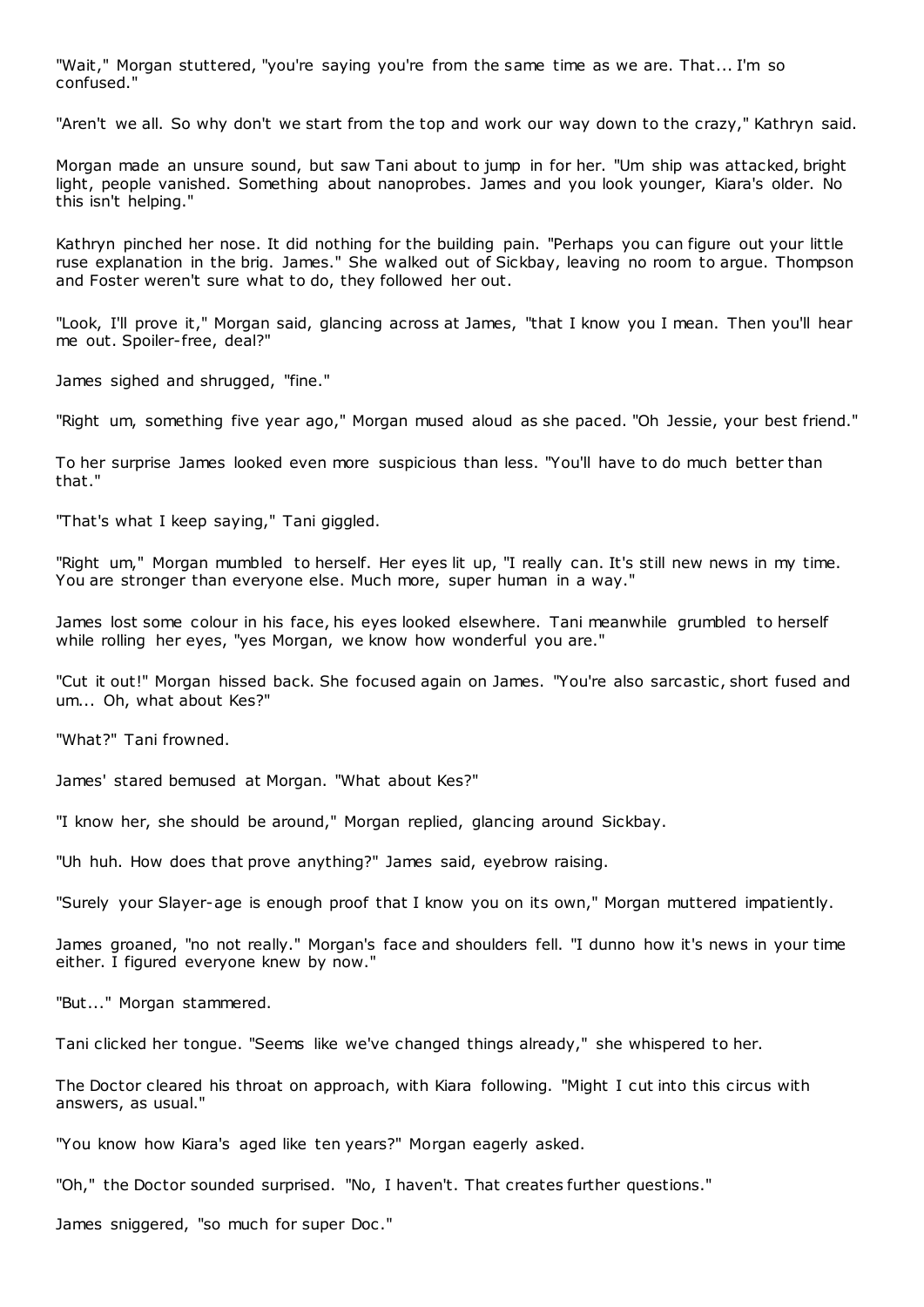"Wait," Morgan stuttered, "you're saying you're from the same time as we are. That... I'm so confused."

"Aren't we all. So why don't we start from the top and work our way down to the crazy," Kathryn said.

Morgan made an unsure sound, but saw Tani about to jump in for her. "Um ship was attacked, bright light, people vanished. Something about nanoprobes. James and you look younger, Kiara's older. No this isn't helping."

Kathryn pinched her nose. It did nothing for the building pain. "Perhaps you can figure out your little ruse explanation in the brig. James." She walked out of Sickbay, leaving no room to argue. Thompson and Foster weren't sure what to do, they followed her out.

"Look, I'll prove it," Morgan said, glancing across at James, "that I know you I mean. Then you'll hear me out. Spoiler-free, deal?"

James sighed and shrugged, "fine."

"Right um, something five year ago," Morgan mused aloud as she paced. "Oh Jessie, your best friend."

To her surprise James looked even more suspicious than less. "You'll have to do much better than that."

"That's what I keep saying," Tani giggled.

"Right um," Morgan mumbled to herself. Her eyes lit up, "I really can. It's still new news in my time. You are stronger than everyone else. Much more, super human in a way."

James lost some colour in his face, his eyes looked elsewhere. Tani meanwhile grumbled to herself while rolling her eyes, "yes Morgan, we know how wonderful you are."

"Cut it out!" Morgan hissed back. She focused again on James. "You're also sarcastic, short fused and um... Oh, what about Kes?"

"What?" Tani frowned.

James' stared bemused at Morgan. "What about Kes?"

"I know her, she should be around," Morgan replied, glancing around Sickbay.

"Uh huh. How does that prove anything?" James said, eyebrow raising.

"Surely your Slayer-age is enough proof that I know you on its own," Morgan muttered impatiently.

James groaned, "no not really." Morgan's face and shoulders fell. "I dunno how it's news in your time either. I figured everyone knew by now."

"But..." Morgan stammered.

Tani clicked her tongue. "Seems like we've changed things already," she whispered to her.

The Doctor cleared his throat on approach, with Kiara following. "Might I cut into this circus with answers, as usual."

"You know how Kiara's aged like ten years?" Morgan eagerly asked.

"Oh," the Doctor sounded surprised. "No, I haven't. That creates further questions."

James sniggered, "so much for super Doc."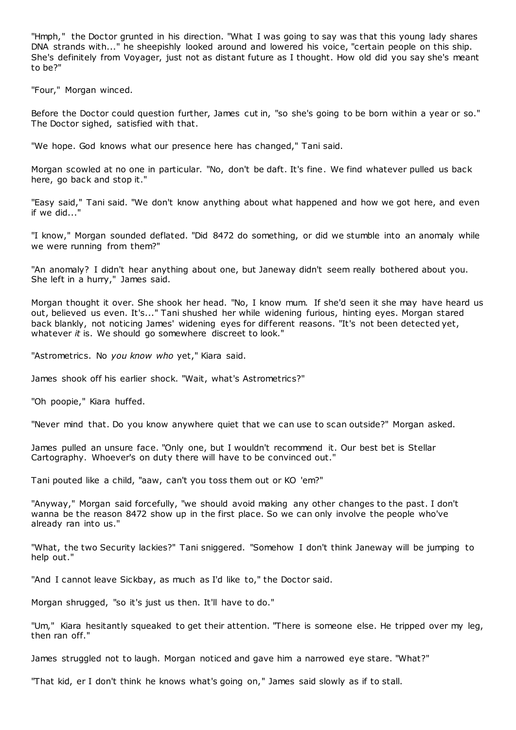"Hmph," the Doctor grunted in his direction. "What I was going to say was that this young lady shares DNA strands with..." he sheepishly looked around and lowered his voice, "certain people on this ship. She's definitely from Voyager, just not as distant future as I thought. How old did you say she's meant to be?"

"Four," Morgan winced.

Before the Doctor could question further, James cut in, "so she's going to be born within a year or so." The Doctor sighed, satisfied with that.

"We hope. God knows what our presence here has changed," Tani said.

Morgan scowled at no one in particular. "No, don't be daft. It's fine. We find whatever pulled us back here, go back and stop it."

"Easy said," Tani said. "We don't know anything about what happened and how we got here, and even if we did..."

"I know," Morgan sounded deflated. "Did 8472 do something, or did we stumble into an anomaly while we were running from them?"

"An anomaly? I didn't hear anything about one, but Janeway didn't seem really bothered about you. She left in a hurry," James said.

Morgan thought it over. She shook her head. "No, I know mum. If she'd seen it she may have heard us out, believed us even. It's..." Tani shushed her while widening furious, hinting eyes. Morgan stared back blankly, not noticing James' widening eyes for different reasons. "It's not been detected yet, whatever *it* is. We should go somewhere discreet to look."

"Astrometrics. No *you know who* yet," Kiara said.

James shook off his earlier shock. "Wait, what's Astrometrics?"

"Oh poopie," Kiara huffed.

"Never mind that. Do you know anywhere quiet that we can use to scan outside?" Morgan asked.

James pulled an unsure face. "Only one, but I wouldn't recommend it. Our best bet is Stellar Cartography. Whoever's on duty there will have to be convinced out."

Tani pouted like a child, "aaw, can't you toss them out or KO 'em?"

"Anyway," Morgan said forcefully, "we should avoid making any other changes to the past. I don't wanna be the reason 8472 show up in the first place. So we can only involve the people who've already ran into us."

"What, the two Security lackies?" Tani sniggered. "Somehow I don't think Janeway will be jumping to help out."

"And I cannot leave Sickbay, as much as I'd like to," the Doctor said.

Morgan shrugged, "so it's just us then. It'll have to do."

"Um," Kiara hesitantly squeaked to get their attention. "There is someone else. He tripped over my leg, then ran off."

James struggled not to laugh. Morgan noticed and gave him a narrowed eye stare. "What?"

"That kid, er I don't think he knows what's going on," James said slowly as if to stall.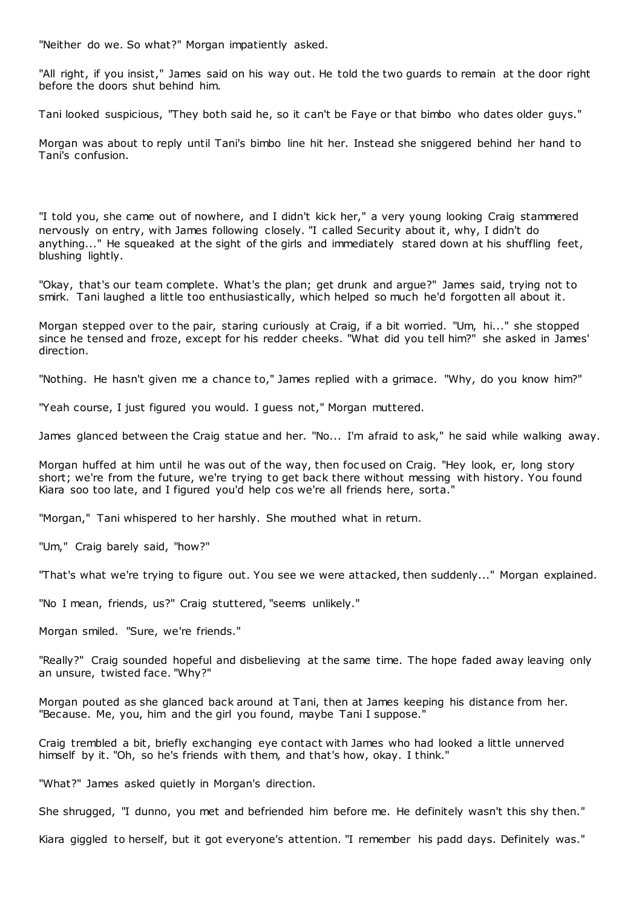"Neither do we. So what?" Morgan impatiently asked.

"All right, if you insist," James said on his way out. He told the two guards to remain at the door right before the doors shut behind him.

Tani looked suspicious, "They both said he, so it can't be Faye or that bimbo who dates older guys."

Morgan was about to reply until Tani's bimbo line hit her. Instead she sniggered behind her hand to Tani's confusion.

"I told you, she came out of nowhere, and I didn't kick her," a very young looking Craig stammered nervously on entry, with James following closely. "I called Security about it, why, I didn't do anything..." He squeaked at the sight of the girls and immediately stared down at his shuffling feet, blushing lightly.

"Okay, that's our team complete. What's the plan; get drunk and argue?" James said, trying not to smirk. Tani laughed a little too enthusiastically, which helped so much he'd forgotten all about it.

Morgan stepped over to the pair, staring curiously at Craig, if a bit worried. "Um, hi..." she stopped since he tensed and froze, except for his redder cheeks. "What did you tell him?" she asked in James' direction.

"Nothing. He hasn't given me a chance to," James replied with a grimace. "Why, do you know him?"

"Yeah course, I just figured you would. I guess not," Morgan muttered.

James glanced between the Craig statue and her. "No... I'm afraid to ask," he said while walking away.

Morgan huffed at him until he was out of the way, then focused on Craig. "Hey look, er, long story short; we're from the future, we're trying to get back there without messing with history. You found Kiara soo too late, and I figured you'd help cos we're all friends here, sorta."

"Morgan," Tani whispered to her harshly. She mouthed what in return.

"Um," Craig barely said, "how?"

"That's what we're trying to figure out. You see we were attacked, then suddenly..." Morgan explained.

"No I mean, friends, us?" Craig stuttered, "seems unlikely."

Morgan smiled. "Sure, we're friends."

"Really?" Craig sounded hopeful and disbelieving at the same time. The hope faded away leaving only an unsure, twisted face. "Why?"

Morgan pouted as she glanced back around at Tani, then at James keeping his distance from her. "Because. Me, you, him and the girl you found, maybe Tani I suppose."

Craig trembled a bit, briefly exchanging eye contact with James who had looked a little unnerved himself by it. "Oh, so he's friends with them, and that's how, okay. I think."

"What?" James asked quietly in Morgan's direction.

She shrugged, "I dunno, you met and befriended him before me. He definitely wasn't this shy then."

Kiara giggled to herself, but it got everyone's attention. "I remember his padd days. Definitely was."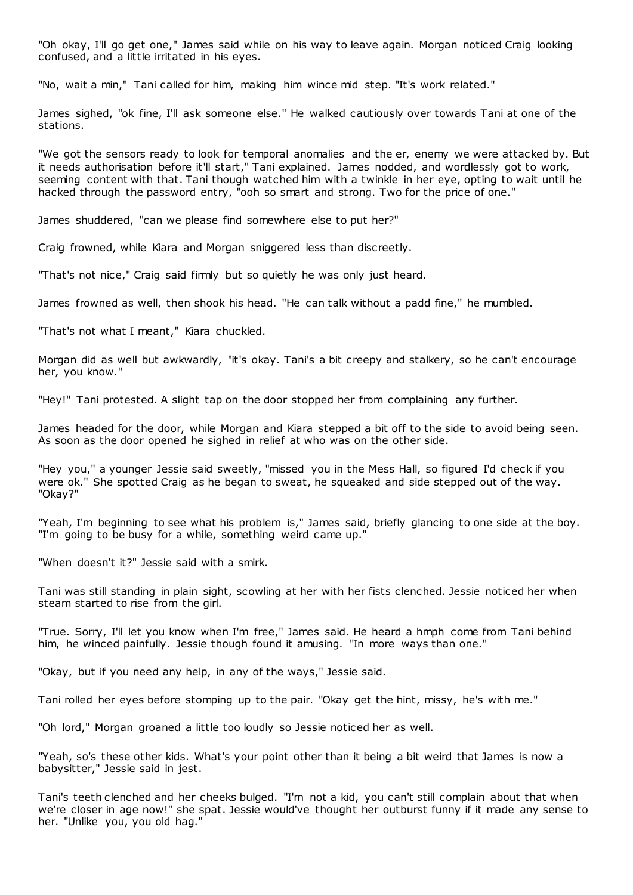"Oh okay, I'll go get one," James said while on his way to leave again. Morgan noticed Craig looking confused, and a little irritated in his eyes.

"No, wait a min," Tani called for him, making him wince mid step. "It's work related."

James sighed, "ok fine, I'll ask someone else." He walked cautiously over towards Tani at one of the stations.

"We got the sensors ready to look for temporal anomalies and the er, enemy we were attacked by. But it needs authorisation before it'll start," Tani explained. James nodded, and wordlessly got to work, seeming content with that. Tani though watched him with a twinkle in her eye, opting to wait until he hacked through the password entry, "ooh so smart and strong. Two for the price of one."

James shuddered, "can we please find somewhere else to put her?"

Craig frowned, while Kiara and Morgan sniggered less than discreetly.

"That's not nice," Craig said firmly but so quietly he was only just heard.

James frowned as well, then shook his head. "He can talk without a padd fine," he mumbled.

"That's not what I meant," Kiara chuckled.

Morgan did as well but awkwardly, "it's okay. Tani's a bit creepy and stalkery, so he can't encourage her, you know."

"Hey!" Tani protested. A slight tap on the door stopped her from complaining any further.

James headed for the door, while Morgan and Kiara stepped a bit off to the side to avoid being seen. As soon as the door opened he sighed in relief at who was on the other side.

"Hey you," a younger Jessie said sweetly, "missed you in the Mess Hall, so figured I'd check if you were ok." She spotted Craig as he began to sweat, he squeaked and side stepped out of the way. "Okay?"

"Yeah, I'm beginning to see what his problem is," James said, briefly glancing to one side at the boy. "I'm going to be busy for a while, something weird came up."

"When doesn't it?" Jessie said with a smirk.

Tani was still standing in plain sight, scowling at her with her fists clenched. Jessie noticed her when steam started to rise from the girl.

"True. Sorry, I'll let you know when I'm free," James said. He heard a hmph come from Tani behind him, he winced painfully. Jessie though found it amusing. "In more ways than one."

"Okay, but if you need any help, in any of the ways," Jessie said.

Tani rolled her eyes before stomping up to the pair. "Okay get the hint, missy, he's with me."

"Oh lord," Morgan groaned a little too loudly so Jessie noticed her as well.

"Yeah, so's these other kids. What's your point other than it being a bit weird that James is now a babysitter," Jessie said in jest.

Tani's teeth clenched and her cheeks bulged. "I'm not a kid, you can't still complain about that when we're closer in age now!" she spat. Jessie would've thought her outburst funny if it made any sense to her. "Unlike you, you old hag."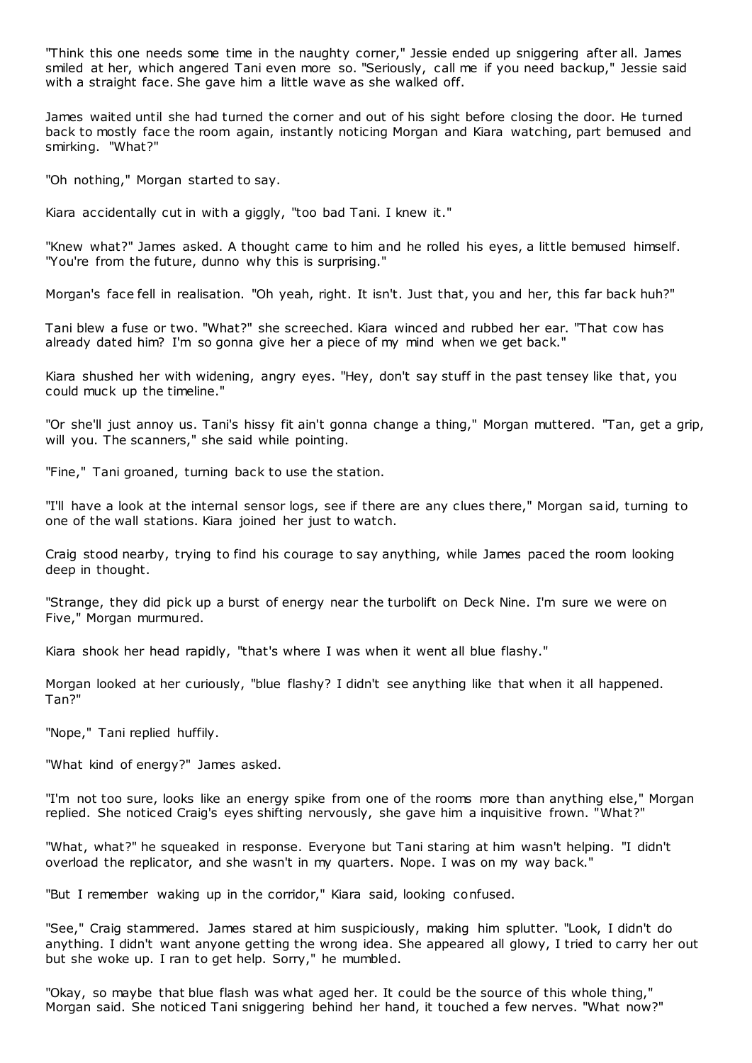"Think this one needs some time in the naughty corner," Jessie ended up sniggering after all. James smiled at her, which angered Tani even more so. "Seriously, call me if you need backup," Jessie said with a straight face. She gave him a little wave as she walked off.

James waited until she had turned the corner and out of his sight before closing the door. He turned back to mostly face the room again, instantly noticing Morgan and Kiara watching, part bemused and smirking. "What?"

"Oh nothing," Morgan started to say.

Kiara accidentally cut in with a giggly, "too bad Tani. I knew it."

"Knew what?" James asked. A thought came to him and he rolled his eyes, a little bemused himself. "You're from the future, dunno why this is surprising."

Morgan's face fell in realisation. "Oh yeah, right. It isn't. Just that, you and her, this far back huh?"

Tani blew a fuse or two. "What?" she screeched. Kiara winced and rubbed her ear. "That cow has already dated him? I'm so gonna give her a piece of my mind when we get back."

Kiara shushed her with widening, angry eyes. "Hey, don't say stuff in the past tensey like that, you could muck up the timeline."

"Or she'll just annoy us. Tani's hissy fit ain't gonna change a thing," Morgan muttered. "Tan, get a grip, will you. The scanners," she said while pointing.

"Fine," Tani groaned, turning back to use the station.

"I'll have a look at the internal sensor logs, see if there are any clues there," Morgan said, turning to one of the wall stations. Kiara joined her just to watch.

Craig stood nearby, trying to find his courage to say anything, while James paced the room looking deep in thought.

"Strange, they did pick up a burst of energy near the turbolift on Deck Nine. I'm sure we were on Five," Morgan murmured.

Kiara shook her head rapidly, "that's where I was when it went all blue flashy."

Morgan looked at her curiously, "blue flashy? I didn't see anything like that when it all happened. Tan?"

"Nope," Tani replied huffily.

"What kind of energy?" James asked.

"I'm not too sure, looks like an energy spike from one of the rooms more than anything else," Morgan replied. She noticed Craig's eyes shifting nervously, she gave him a inquisitive frown. "What?"

"What, what?" he squeaked in response. Everyone but Tani staring at him wasn't helping. "I didn't overload the replicator, and she wasn't in my quarters. Nope. I was on my way back."

"But I remember waking up in the corridor," Kiara said, looking confused.

"See," Craig stammered. James stared at him suspiciously, making him splutter. "Look, I didn't do anything. I didn't want anyone getting the wrong idea. She appeared all glowy, I tried to carry her out but she woke up. I ran to get help. Sorry," he mumbled.

"Okay, so maybe that blue flash was what aged her. It could be the source of this whole thing," Morgan said. She noticed Tani sniggering behind her hand, it touched a few nerves. "What now?"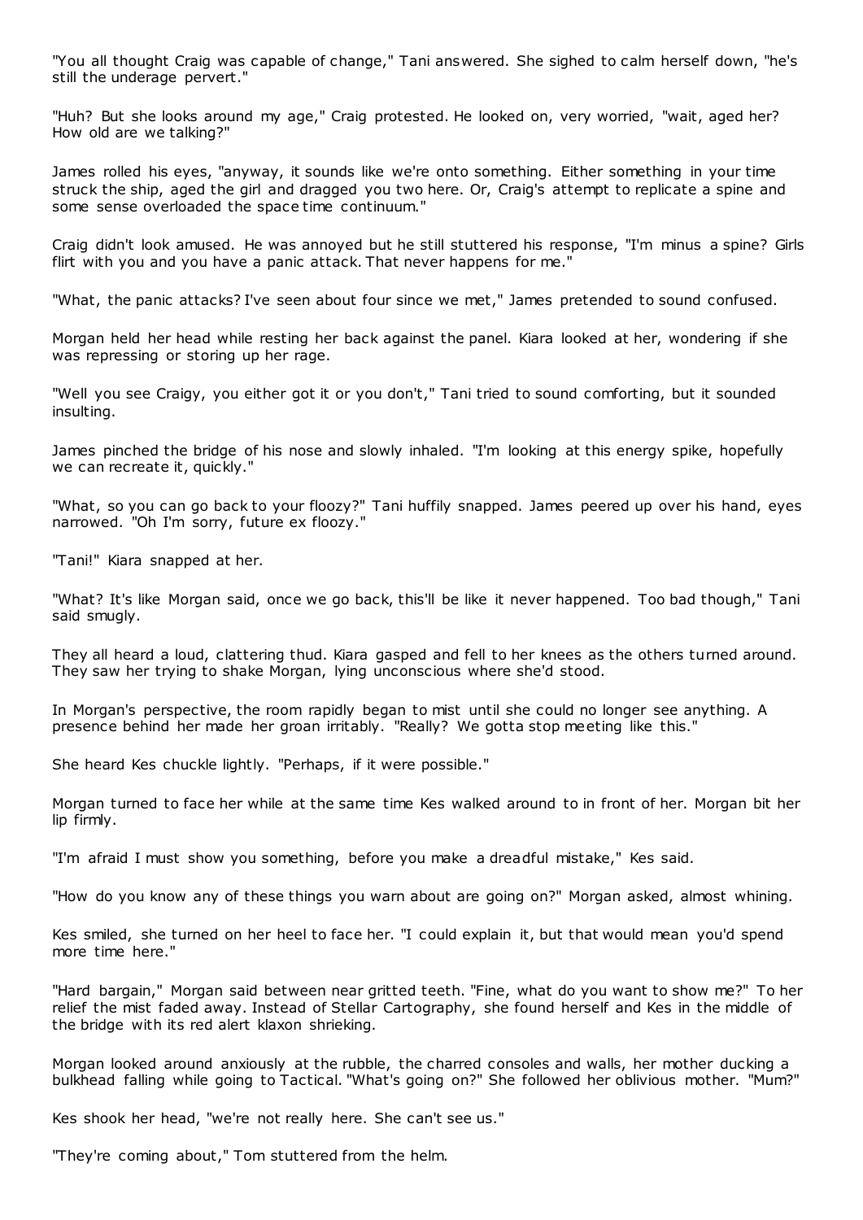"You all thought Craig was capable of change," Tani answered. She sighed to calm herself down, "he's still the underage pervert."

"Huh? But she looks around my age," Craig protested. He looked on, very worried, "wait, aged her? How old are we talking?"

James rolled his eyes, "anyway, it sounds like we're onto something. Either something in your time struck the ship, aged the girl and dragged you two here. Or, Craig's attempt to replicate a spine and some sense overloaded the space time continuum."

Craig didn't look amused. He was annoyed but he still stuttered his response, "I'm minus a spine? Girls flirt with you and you have a panic attack. That never happens for me."

"What, the panic attacks? I've seen about four since we met," James pretended to sound confused.

Morgan held her head while resting her back against the panel. Kiara looked at her, wondering if she was repressing or storing up her rage.

"Well you see Craigy, you either got it or you don't," Tani tried to sound comforting, but it sounded insulting.

James pinched the bridge of his nose and slowly inhaled. "I'm looking at this energy spike, hopefully we can recreate it, quickly."

"What, so you can go back to your floozy?" Tani huffily snapped. James peered up over his hand, eyes narrowed. "Oh I'm sorry, future ex floozy."

"Tani!" Kiara snapped at her.

"What? It's like Morgan said, once we go back, this'll be like it never happened. Too bad though," Tani said smugly.

They all heard a loud, clattering thud. Kiara gasped and fell to her knees as the others turned around. They saw her trying to shake Morgan, lying unconscious where she'd stood.

In Morgan's perspective, the room rapidly began to mist until she could no longer see anything. A presence behind her made her groan irritably. "Really? We gotta stop meeting like this."

She heard Kes chuckle lightly. "Perhaps, if it were possible."

Morgan turned to face her while at the same time Kes walked around to in front of her. Morgan bit her lip firmly.

"I'm afraid I must show you something, before you make a dreadful mistake," Kes said.

"How do you know any of these things you warn about are going on?" Morgan asked, almost whining.

Kes smiled, she turned on her heel to face her. "I could explain it, but that would mean you'd spend more time here."

"Hard bargain," Morgan said between near gritted teeth. "Fine, what do you want to show me?" To her relief the mist faded away. Instead of Stellar Cartography, she found herself and Kes in the middle of the bridge with its red alert klaxon shrieking.

Morgan looked around anxiously at the rubble, the charred consoles and walls, her mother ducking a bulkhead falling while going to Tactical. "What's going on?" She followed her oblivious mother. "Mum?"

Kes shook her head, "we're not really here. She can't see us."

"They're coming about," Tom stuttered from the helm.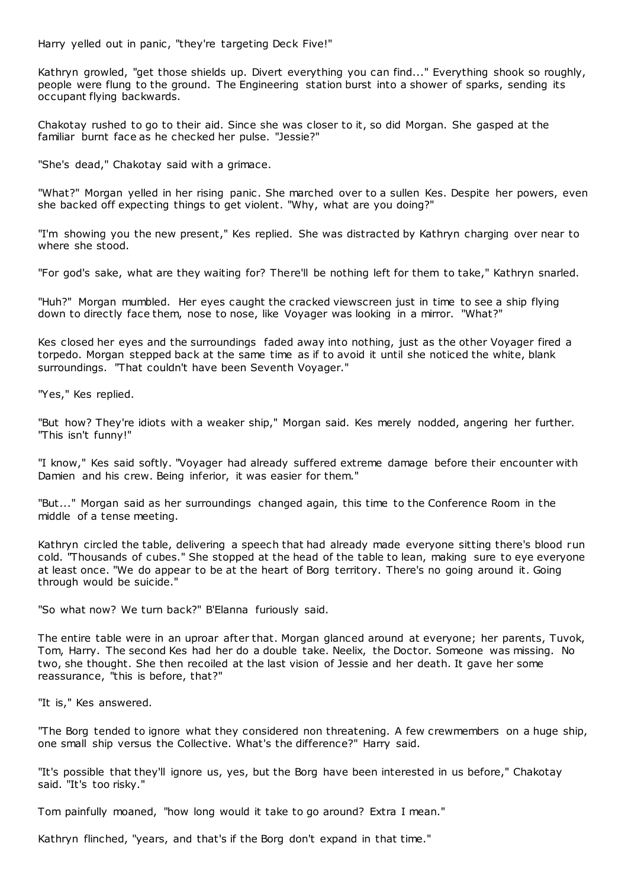Harry yelled out in panic, "they're targeting Deck Five!"

Kathryn growled, "get those shields up. Divert everything you can find..." Everything shook so roughly, people were flung to the ground. The Engineering station burst into a shower of sparks, sending its occupant flying backwards.

Chakotay rushed to go to their aid. Since she was closer to it, so did Morgan. She gasped at the familiar burnt face as he checked her pulse. "Jessie?"

"She's dead," Chakotay said with a grimace.

"What?" Morgan yelled in her rising panic. She marched over to a sullen Kes. Despite her powers, even she backed off expecting things to get violent. "Why, what are you doing?"

"I'm showing you the new present," Kes replied. She was distracted by Kathryn charging over near to where she stood.

"For god's sake, what are they waiting for? There'll be nothing left for them to take," Kathryn snarled.

"Huh?" Morgan mumbled. Her eyes caught the cracked viewscreen just in time to see a ship flying down to directly face them, nose to nose, like Voyager was looking in a mirror. "What?"

Kes closed her eyes and the surroundings faded away into nothing, just as the other Voyager fired a torpedo. Morgan stepped back at the same time as if to avoid it until she noticed the white, blank surroundings. "That couldn't have been Seventh Voyager."

"Yes," Kes replied.

"But how? They're idiots with a weaker ship," Morgan said. Kes merely nodded, angering her further. "This isn't funny!"

"I know," Kes said softly. "Voyager had already suffered extreme damage before their encounter with Damien and his crew. Being inferior, it was easier for them."

"But..." Morgan said as her surroundings changed again, this time to the Conference Room in the middle of a tense meeting.

Kathryn circled the table, delivering a speech that had already made everyone sitting there's blood run cold. "Thousands of cubes." She stopped at the head of the table to lean, making sure to eye everyone at least once. "We do appear to be at the heart of Borg territory. There's no going around it. Going through would be suicide."

"So what now? We turn back?" B'Elanna furiously said.

The entire table were in an uproar after that. Morgan glanced around at everyone; her parents, Tuvok, Tom, Harry. The second Kes had her do a double take. Neelix, the Doctor. Someone was missing. No two, she thought. She then recoiled at the last vision of Jessie and her death. It gave her some reassurance, "this is before, that?"

"It is," Kes answered.

"The Borg tended to ignore what they considered non threatening. A few crewmembers on a huge ship, one small ship versus the Collective. What's the difference?" Harry said.

"It's possible that they'll ignore us, yes, but the Borg have been interested in us before," Chakotay said. "It's too risky."

Tom painfully moaned, "how long would it take to go around? Extra I mean."

Kathryn flinched, "years, and that's if the Borg don't expand in that time."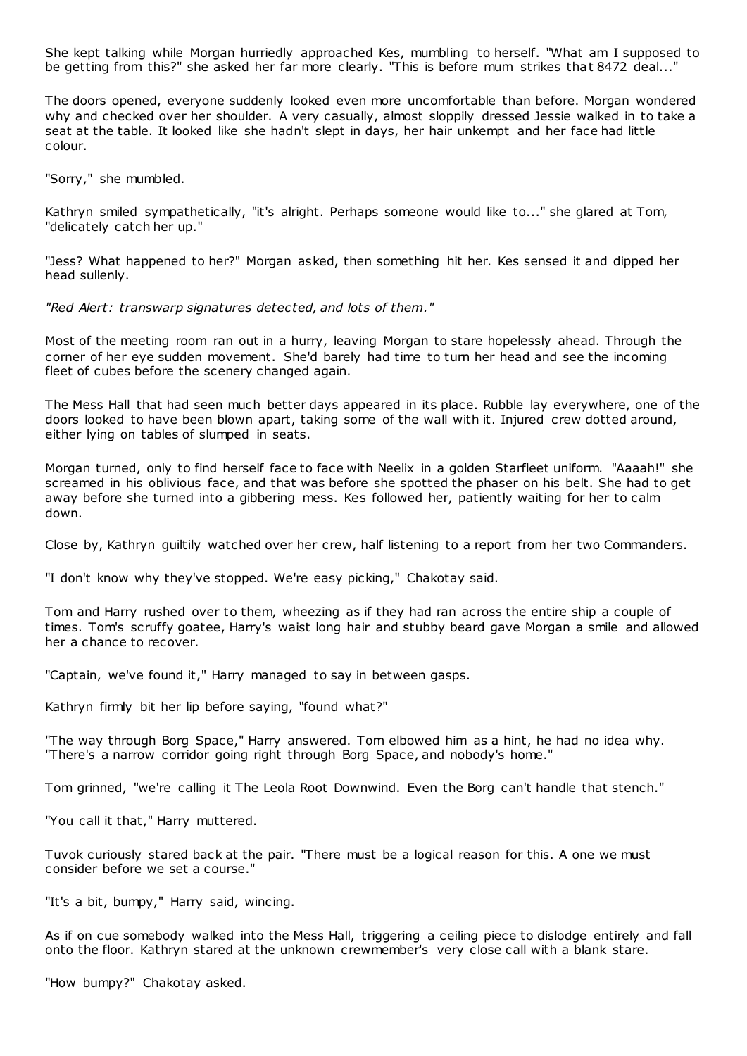She kept talking while Morgan hurriedly approached Kes, mumbling to herself. "What am I supposed to be getting from this?" she asked her far more clearly. "This is before mum strikes that 8472 deal..."

The doors opened, everyone suddenly looked even more uncomfortable than before. Morgan wondered why and checked over her shoulder. A very casually, almost sloppily dressed Jessie walked in to take a seat at the table. It looked like she hadn't slept in days, her hair unkempt and her face had little colour.

"Sorry," she mumbled.

Kathryn smiled sympathetically, "it's alright. Perhaps someone would like to..." she glared at Tom, "delicately catch her up."

"Jess? What happened to her?" Morgan asked, then something hit her. Kes sensed it and dipped her head sullenly.

*"Red Alert: transwarp signatures detected, and lots of them."*

Most of the meeting room ran out in a hurry, leaving Morgan to stare hopelessly ahead. Through the corner of her eye sudden movement. She'd barely had time to turn her head and see the incoming fleet of cubes before the scenery changed again.

The Mess Hall that had seen much better days appeared in its place. Rubble lay everywhere, one of the doors looked to have been blown apart, taking some of the wall with it. Injured crew dotted around, either lying on tables of slumped in seats.

Morgan turned, only to find herself face to face with Neelix in a golden Starfleet uniform. "Aaaah!" she screamed in his oblivious face, and that was before she spotted the phaser on his belt. She had to get away before she turned into a gibbering mess. Kes followed her, patiently waiting for her to calm down.

Close by, Kathryn guiltily watched over her crew, half listening to a report from her two Commanders.

"I don't know why they've stopped. We're easy picking," Chakotay said.

Tom and Harry rushed over to them, wheezing as if they had ran across the entire ship a couple of times. Tom's scruffy goatee, Harry's waist long hair and stubby beard gave Morgan a smile and allowed her a chance to recover.

"Captain, we've found it," Harry managed to say in between gasps.

Kathryn firmly bit her lip before saying, "found what?"

"The way through Borg Space," Harry answered. Tom elbowed him as a hint, he had no idea why. "There's a narrow corridor going right through Borg Space, and nobody's home."

Tom grinned, "we're calling it The Leola Root Downwind. Even the Borg can't handle that stench."

"You call it that," Harry muttered.

Tuvok curiously stared back at the pair. "There must be a logical reason for this. A one we must consider before we set a course."

"It's a bit, bumpy," Harry said, wincing.

As if on cue somebody walked into the Mess Hall, triggering a ceiling piece to dislodge entirely and fall onto the floor. Kathryn stared at the unknown crewmember's very close call with a blank stare.

"How bumpy?" Chakotay asked.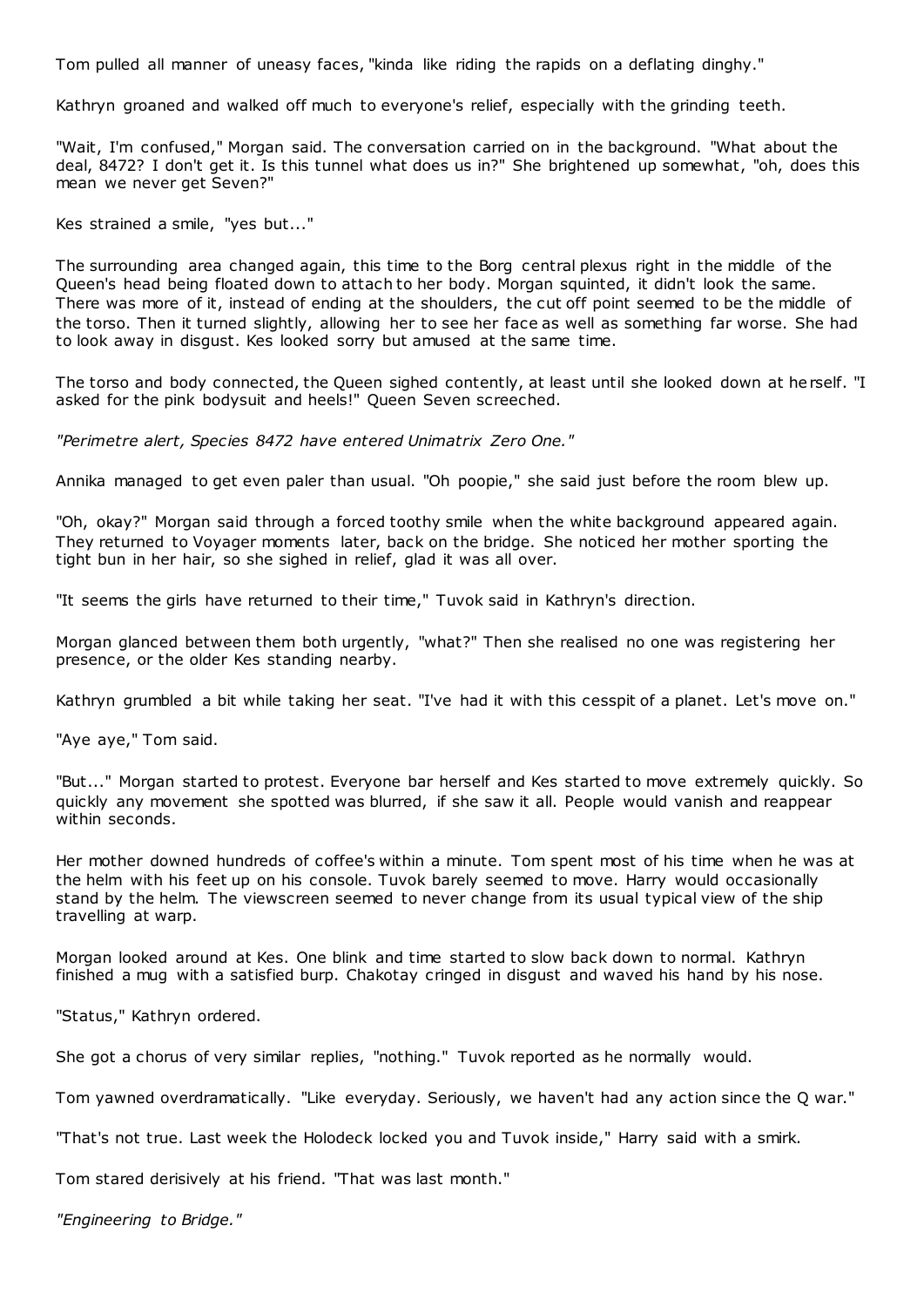Tom pulled all manner of uneasy faces, "kinda like riding the rapids on a deflating dinghy."

Kathryn groaned and walked off much to everyone's relief, especially with the grinding teeth.

"Wait, I'm confused," Morgan said. The conversation carried on in the background. "What about the deal, 8472? I don't get it. Is this tunnel what does us in?" She brightened up somewhat, "oh, does this mean we never get Seven?"

Kes strained a smile, "yes but..."

The surrounding area changed again, this time to the Borg central plexus right in the middle of the Queen's head being floated down to attach to her body. Morgan squinted, it didn't look the same. There was more of it, instead of ending at the shoulders, the cut off point seemed to be the middle of the torso. Then it turned slightly, allowing her to see her face as well as something far worse. She had to look away in disgust. Kes looked sorry but amused at the same time.

The torso and body connected, the Queen sighed contently, at least until she looked down at herself. "I asked for the pink bodysuit and heels!" Queen Seven screeched.

*"Perimetre alert, Species 8472 have entered Unimatrix Zero One."*

Annika managed to get even paler than usual. "Oh poopie," she said just before the room blew up.

"Oh, okay?" Morgan said through a forced toothy smile when the white background appeared again. They returned to Voyager moments later, back on the bridge. She noticed her mother sporting the tight bun in her hair, so she sighed in relief, glad it was all over.

"It seems the girls have returned to their time," Tuvok said in Kathryn's direction.

Morgan glanced between them both urgently, "what?" Then she realised no one was registering her presence, or the older Kes standing nearby.

Kathryn grumbled a bit while taking her seat. "I've had it with this cesspit of a planet. Let's move on."

"Aye aye," Tom said.

"But..." Morgan started to protest. Everyone bar herself and Kes started to move extremely quickly. So quickly any movement she spotted was blurred, if she saw it all. People would vanish and reappear within seconds.

Her mother downed hundreds of coffee's within a minute. Tom spent most of his time when he was at the helm with his feet up on his console. Tuvok barely seemed to move. Harry would occasionally stand by the helm. The viewscreen seemed to never change from its usual typical view of the ship travelling at warp.

Morgan looked around at Kes. One blink and time started to slow back down to normal. Kathryn finished a mug with a satisfied burp. Chakotay cringed in disgust and waved his hand by his nose.

"Status," Kathryn ordered.

She got a chorus of very similar replies, "nothing." Tuvok reported as he normally would.

Tom yawned overdramatically. "Like everyday. Seriously, we haven't had any action since the Q war."

"That's not true. Last week the Holodeck locked you and Tuvok inside," Harry said with a smirk.

Tom stared derisively at his friend. "That was last month."

*"Engineering to Bridge."*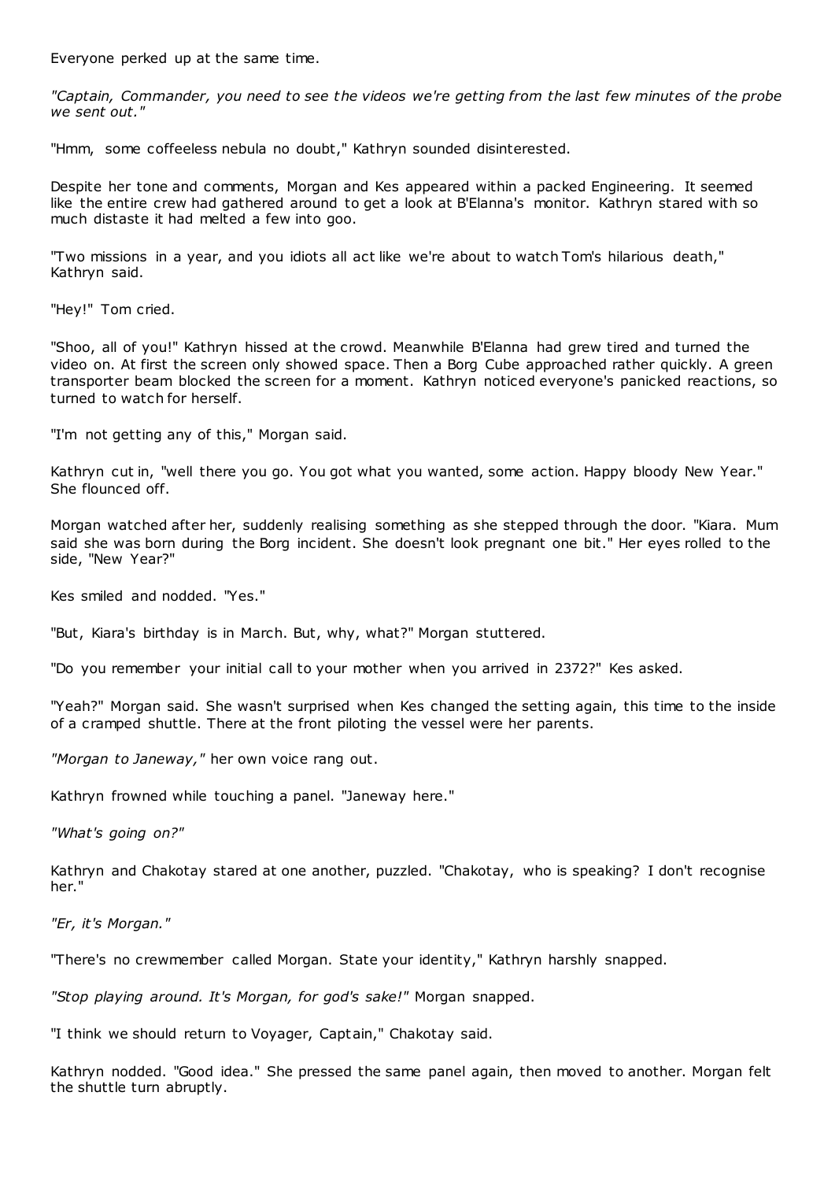Everyone perked up at the same time.

*"Captain, Commander, you need to see the videos we're getting from the last few minutes of the probe we sent out."*

"Hmm, some coffeeless nebula no doubt," Kathryn sounded disinterested.

Despite her tone and comments, Morgan and Kes appeared within a packed Engineering. It seemed like the entire crew had gathered around to get a look at B'Elanna's monitor. Kathryn stared with so much distaste it had melted a few into goo.

"Two missions in a year, and you idiots all act like we're about to watch Tom's hilarious death," Kathryn said.

"Hey!" Tom cried.

"Shoo, all of you!" Kathryn hissed at the crowd. Meanwhile B'Elanna had grew tired and turned the video on. At first the screen only showed space. Then a Borg Cube approached rather quickly. A green transporter beam blocked the screen for a moment. Kathryn noticed everyone's panicked reactions, so turned to watch for herself.

"I'm not getting any of this," Morgan said.

Kathryn cut in, "well there you go. You got what you wanted, some action. Happy bloody New Year." She flounced off.

Morgan watched after her, suddenly realising something as she stepped through the door. "Kiara. Mum said she was born during the Borg incident. She doesn't look pregnant one bit." Her eyes rolled to the side, "New Year?"

Kes smiled and nodded. "Yes."

"But, Kiara's birthday is in March. But, why, what?" Morgan stuttered.

"Do you remember your initial call to your mother when you arrived in 2372?" Kes asked.

"Yeah?" Morgan said. She wasn't surprised when Kes changed the setting again, this time to the inside of a cramped shuttle. There at the front piloting the vessel were her parents.

*"Morgan to Janeway,"* her own voice rang out.

Kathryn frowned while touching a panel. "Janeway here."

*"What's going on?"*

Kathryn and Chakotay stared at one another, puzzled. "Chakotay, who is speaking? I don't recognise her."

*"Er, it's Morgan."*

"There's no crewmember called Morgan. State your identity," Kathryn harshly snapped.

*"Stop playing around. It's Morgan, for god's sake!"* Morgan snapped.

"I think we should return to Voyager, Captain," Chakotay said.

Kathryn nodded. "Good idea." She pressed the same panel again, then moved to another. Morgan felt the shuttle turn abruptly.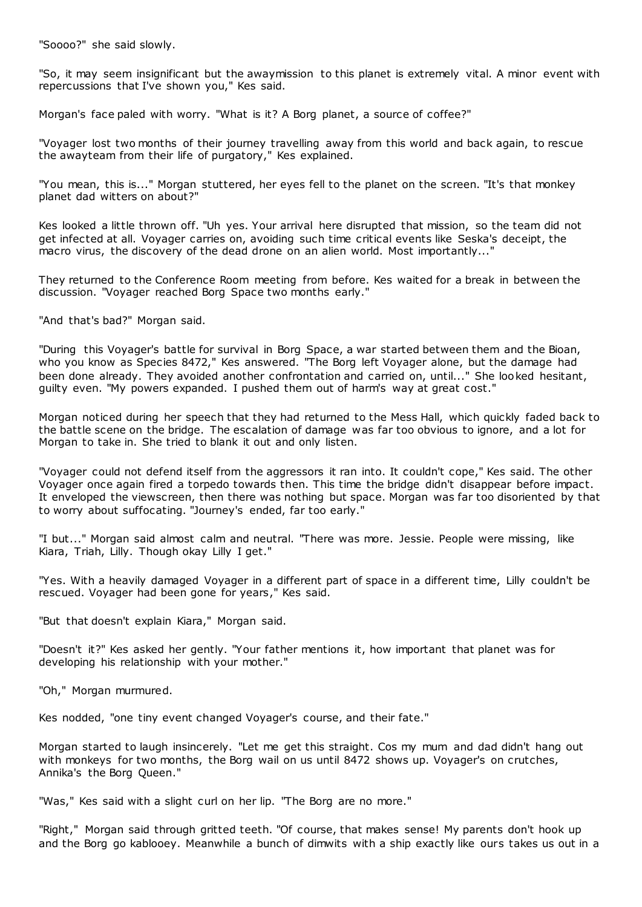"Soooo?" she said slowly.

"So, it may seem insignificant but the awaymission to this planet is extremely vital. A minor event with repercussions that I've shown you," Kes said.

Morgan's face paled with worry. "What is it? A Borg planet, a source of coffee?"

"Voyager lost two months of their journey travelling away from this world and back again, to rescue the awayteam from their life of purgatory," Kes explained.

"You mean, this is..." Morgan stuttered, her eyes fell to the planet on the screen. "It's that monkey planet dad witters on about?"

Kes looked a little thrown off. "Uh yes. Your arrival here disrupted that mission, so the team did not get infected at all. Voyager carries on, avoiding such time critical events like Seska's deceipt, the macro virus, the discovery of the dead drone on an alien world. Most importantly..."

They returned to the Conference Room meeting from before. Kes waited for a break in between the discussion. "Voyager reached Borg Space two months early."

"And that's bad?" Morgan said.

"During this Voyager's battle for survival in Borg Space, a war started between them and the Bioan, who you know as Species 8472," Kes answered. "The Borg left Voyager alone, but the damage had been done already. They avoided another confrontation and carried on, until..." She looked hesitant, guilty even. "My powers expanded. I pushed them out of harm's way at great cost."

Morgan noticed during her speech that they had returned to the Mess Hall, which quickly faded back to the battle scene on the bridge. The escalation of damage was far too obvious to ignore, and a lot for Morgan to take in. She tried to blank it out and only listen.

"Voyager could not defend itself from the aggressors it ran into. It couldn't cope," Kes said. The other Voyager once again fired a torpedo towards then. This time the bridge didn't disappear before impact. It enveloped the viewscreen, then there was nothing but space. Morgan was far too disoriented by that to worry about suffocating. "Journey's ended, far too early."

"I but..." Morgan said almost calm and neutral. "There was more. Jessie. People were missing, like Kiara, Triah, Lilly. Though okay Lilly I get."

"Yes. With a heavily damaged Voyager in a different part of space in a different time, Lilly couldn't be rescued. Voyager had been gone for years," Kes said.

"But that doesn't explain Kiara," Morgan said.

"Doesn't it?" Kes asked her gently. "Your father mentions it, how important that planet was for developing his relationship with your mother."

"Oh," Morgan murmured.

Kes nodded, "one tiny event changed Voyager's course, and their fate."

Morgan started to laugh insincerely. "Let me get this straight. Cos my mum and dad didn't hang out with monkeys for two months, the Borg wail on us until 8472 shows up. Voyager's on crutches, Annika's the Borg Queen."

"Was," Kes said with a slight curl on her lip. "The Borg are no more."

"Right," Morgan said through gritted teeth. "Of course, that makes sense! My parents don't hook up and the Borg go kablooey. Meanwhile a bunch of dimwits with a ship exactly like ours takes us out in a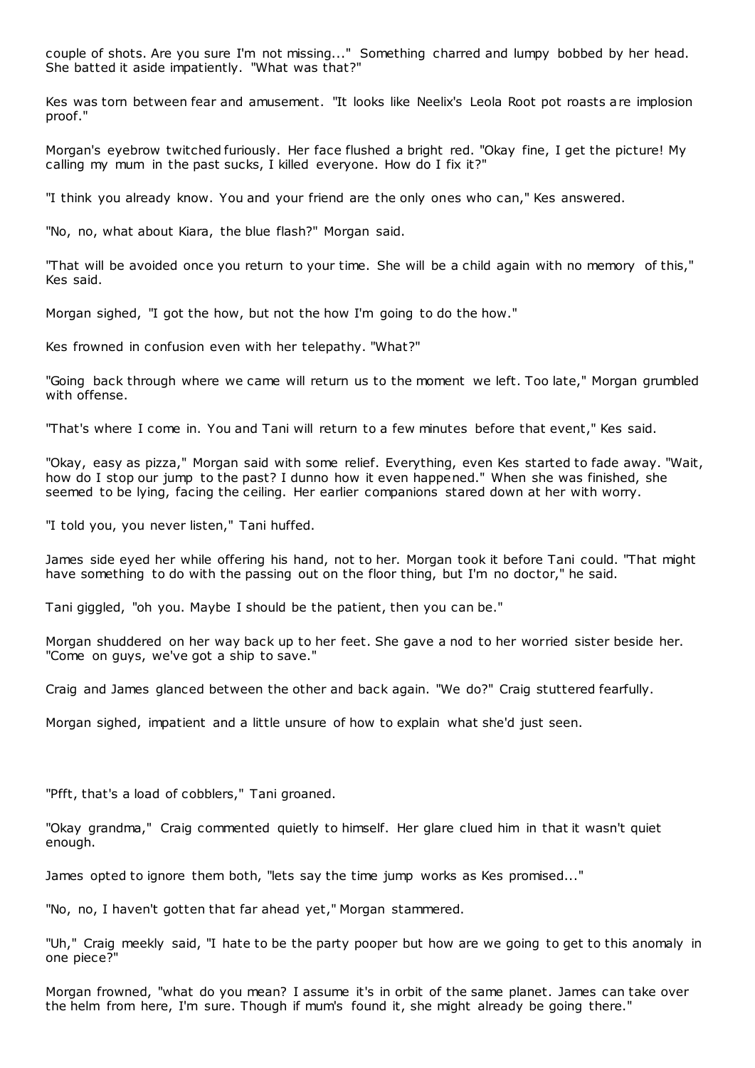couple of shots. Are you sure I'm not missing..." Something charred and lumpy bobbed by her head. She batted it aside impatiently. "What was that?"

Kes was torn between fear and amusement. "It looks like Neelix's Leola Root pot roasts are implosion proof."

Morgan's eyebrow twitched furiously. Her face flushed a bright red. "Okay fine, I get the picture! My calling my mum in the past sucks, I killed everyone. How do I fix it?"

"I think you already know. You and your friend are the only ones who can," Kes answered.

"No, no, what about Kiara, the blue flash?" Morgan said.

"That will be avoided once you return to your time. She will be a child again with no memory of this," Kes said.

Morgan sighed, "I got the how, but not the how I'm going to do the how."

Kes frowned in confusion even with her telepathy. "What?"

"Going back through where we came will return us to the moment we left. Too late," Morgan grumbled with offense.

"That's where I come in. You and Tani will return to a few minutes before that event," Kes said.

"Okay, easy as pizza," Morgan said with some relief. Everything, even Kes started to fade away. "Wait, how do I stop our jump to the past? I dunno how it even happened." When she was finished, she seemed to be lying, facing the ceiling. Her earlier companions stared down at her with worry.

"I told you, you never listen," Tani huffed.

James side eyed her while offering his hand, not to her. Morgan took it before Tani could. "That might have something to do with the passing out on the floor thing, but I'm no doctor," he said.

Tani giggled, "oh you. Maybe I should be the patient, then you can be."

Morgan shuddered on her way back up to her feet. She gave a nod to her worried sister beside her. "Come on guys, we've got a ship to save."

Craig and James glanced between the other and back again. "We do?" Craig stuttered fearfully.

Morgan sighed, impatient and a little unsure of how to explain what she'd just seen.

"Pfft, that's a load of cobblers," Tani groaned.

"Okay grandma," Craig commented quietly to himself. Her glare clued him in that it wasn't quiet enough.

James opted to ignore them both, "lets say the time jump works as Kes promised..."

"No, no, I haven't gotten that far ahead yet," Morgan stammered.

"Uh," Craig meekly said, "I hate to be the party pooper but how are we going to get to this anomaly in one piece?"

Morgan frowned, "what do you mean? I assume it's in orbit of the same planet. James can take over the helm from here, I'm sure. Though if mum's found it, she might already be going there."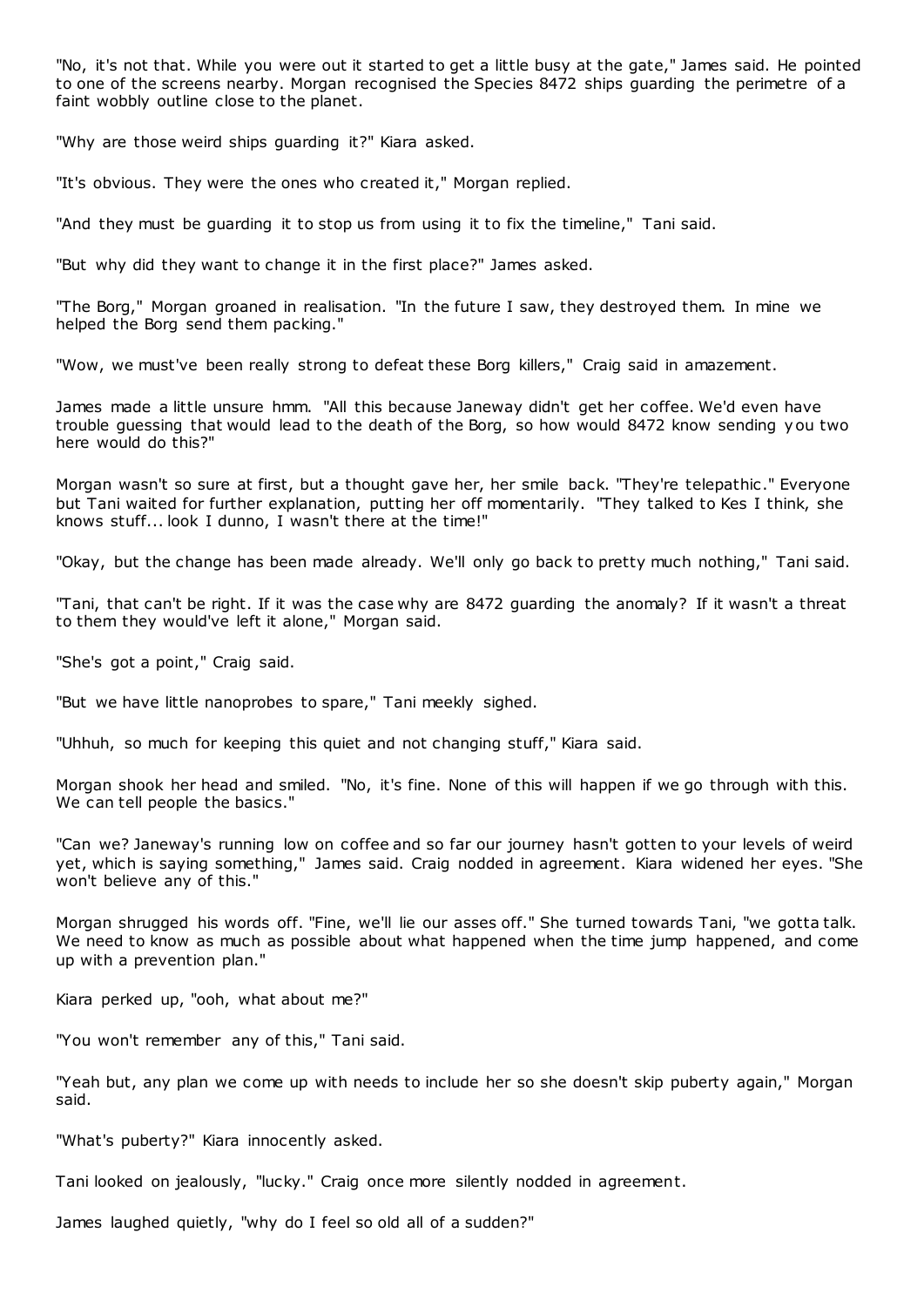"No, it's not that. While you were out it started to get a little busy at the gate," James said. He pointed to one of the screens nearby. Morgan recognised the Species 8472 ships guarding the perimetre of a faint wobbly outline close to the planet.

"Why are those weird ships guarding it?" Kiara asked.

"It's obvious. They were the ones who created it," Morgan replied.

"And they must be guarding it to stop us from using it to fix the timeline," Tani said.

"But why did they want to change it in the first place?" James asked.

"The Borg," Morgan groaned in realisation. "In the future I saw, they destroyed them. In mine we helped the Borg send them packing."

"Wow, we must've been really strong to defeat these Borg killers," Craig said in amazement.

James made a little unsure hmm. "All this because Janeway didn't get her coffee. We'd even have trouble guessing that would lead to the death of the Borg, so how would 8472 know sending you two here would do this?"

Morgan wasn't so sure at first, but a thought gave her, her smile back. "They're telepathic." Everyone but Tani waited for further explanation, putting her off momentarily. "They talked to Kes I think, she knows stuff... look I dunno, I wasn't there at the time!"

"Okay, but the change has been made already. We'll only go back to pretty much nothing," Tani said.

"Tani, that can't be right. If it was the case why are 8472 guarding the anomaly? If it wasn't a threat to them they would've left it alone," Morgan said.

"She's got a point," Craig said.

"But we have little nanoprobes to spare," Tani meekly sighed.

"Uhhuh, so much for keeping this quiet and not changing stuff," Kiara said.

Morgan shook her head and smiled. "No, it's fine. None of this will happen if we go through with this. We can tell people the basics."

"Can we? Janeway's running low on coffee and so far our journey hasn't gotten to your levels of weird yet, which is saying something," James said. Craig nodded in agreement. Kiara widened her eyes. "She won't believe any of this."

Morgan shrugged his words off. "Fine, we'll lie our asses off." She turned towards Tani, "we gotta talk. We need to know as much as possible about what happened when the time jump happened, and come up with a prevention plan."

Kiara perked up, "ooh, what about me?"

"You won't remember any of this," Tani said.

"Yeah but, any plan we come up with needs to include her so she doesn't skip puberty again," Morgan said.

"What's puberty?" Kiara innocently asked.

Tani looked on jealously, "lucky." Craig once more silently nodded in agreement.

James laughed quietly, "why do I feel so old all of a sudden?"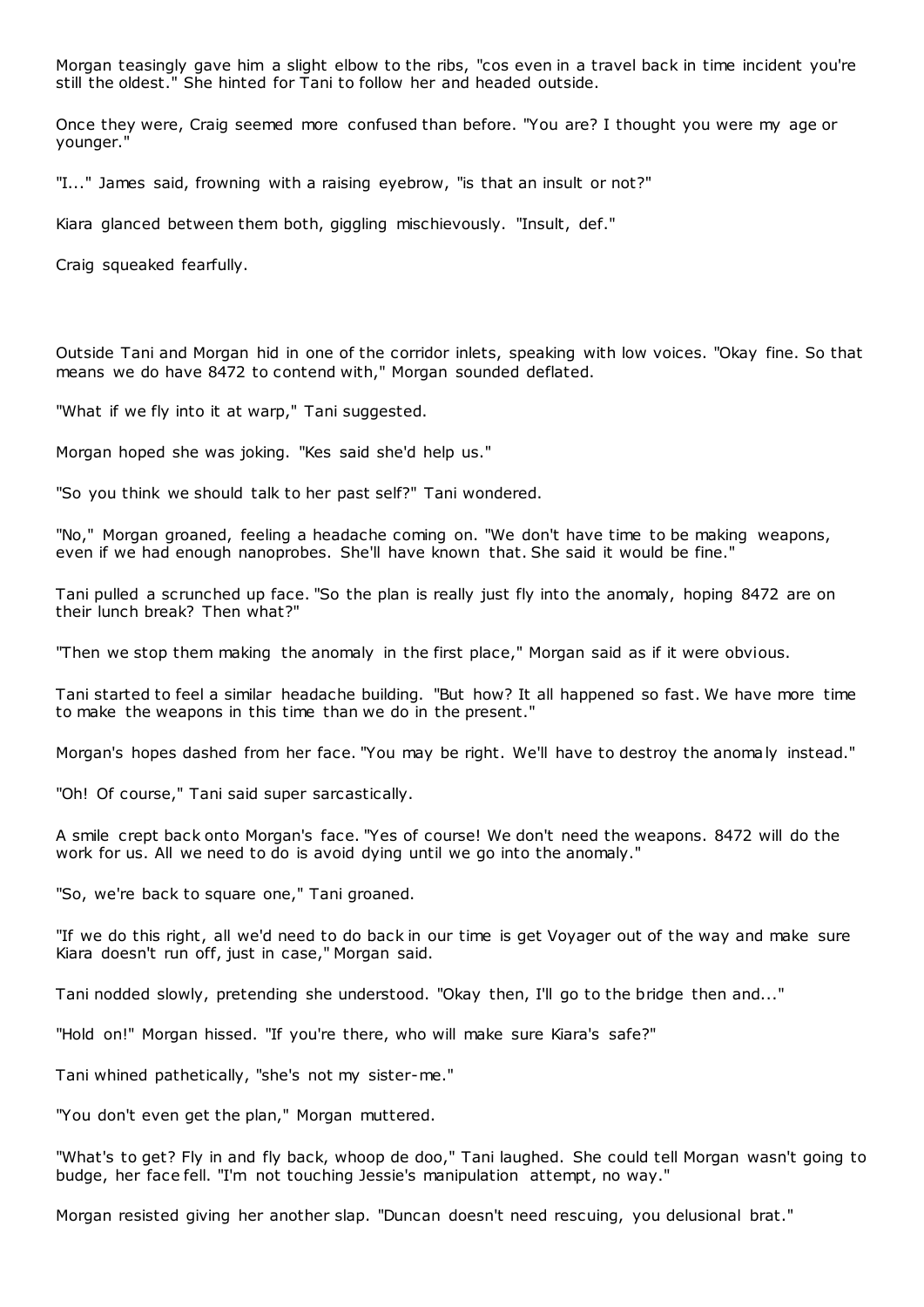Morgan teasingly gave him a slight elbow to the ribs, "cos even in a travel back in time incident you're still the oldest." She hinted for Tani to follow her and headed outside.

Once they were, Craig seemed more confused than before. "You are? I thought you were my age or younger."

"I..." James said, frowning with a raising eyebrow, "is that an insult or not?"

Kiara glanced between them both, giggling mischievously. "Insult, def."

Craig squeaked fearfully.

Outside Tani and Morgan hid in one of the corridor inlets, speaking with low voices. "Okay fine. So that means we do have 8472 to contend with," Morgan sounded deflated.

"What if we fly into it at warp," Tani suggested.

Morgan hoped she was joking. "Kes said she'd help us."

"So you think we should talk to her past self?" Tani wondered.

"No," Morgan groaned, feeling a headache coming on. "We don't have time to be making weapons, even if we had enough nanoprobes. She'll have known that. She said it would be fine."

Tani pulled a scrunched up face. "So the plan is really just fly into the anomaly, hoping 8472 are on their lunch break? Then what?"

"Then we stop them making the anomaly in the first place," Morgan said as if it were obvious.

Tani started to feel a similar headache building. "But how? It all happened so fast. We have more time to make the weapons in this time than we do in the present."

Morgan's hopes dashed from her face. "You may be right. We'll have to destroy the anomaly instead."

"Oh! Of course," Tani said super sarcastically.

A smile crept back onto Morgan's face. "Yes of course! We don't need the weapons. 8472 will do the work for us. All we need to do is avoid dying until we go into the anomaly."

"So, we're back to square one," Tani groaned.

"If we do this right, all we'd need to do back in our time is get Voyager out of the way and make sure Kiara doesn't run off, just in case," Morgan said.

Tani nodded slowly, pretending she understood. "Okay then, I'll go to the bridge then and..."

"Hold on!" Morgan hissed. "If you're there, who will make sure Kiara's safe?"

Tani whined pathetically, "she's not my sister-me."

"You don't even get the plan," Morgan muttered.

"What's to get? Fly in and fly back, whoop de doo," Tani laughed. She could tell Morgan wasn't going to budge, her face fell. "I'm not touching Jessie's manipulation attempt, no way."

Morgan resisted giving her another slap. "Duncan doesn't need rescuing, you delusional brat."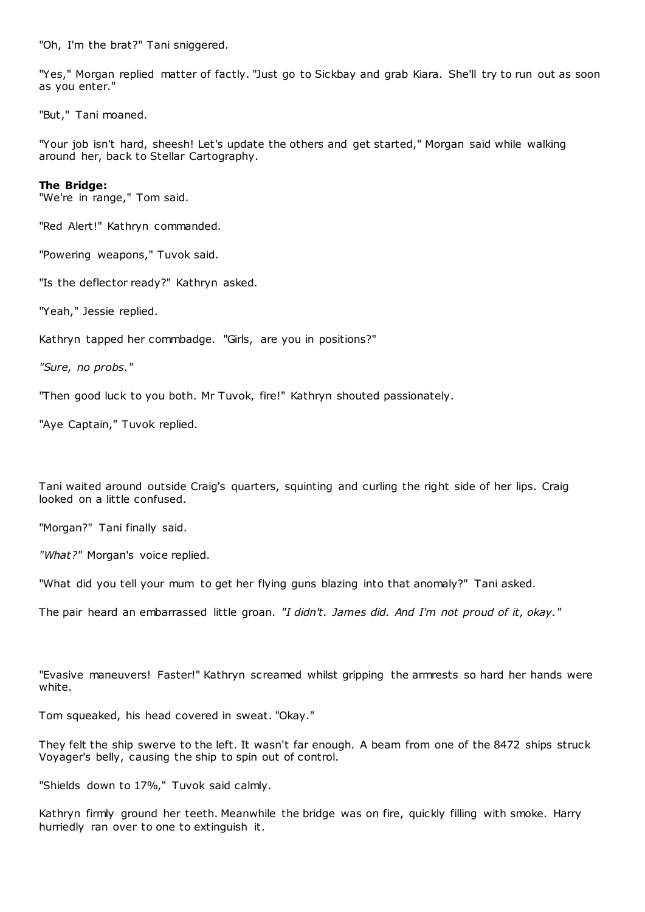"Oh, I'm the brat?" Tani sniggered.

"Yes," Morgan replied matter of factly. "Just go to Sickbay and grab Kiara. She'll try to run out as soon as you enter."

"But," Tani moaned.

"Your job isn't hard, sheesh! Let's update the others and get started," Morgan said while walking around her, back to Stellar Cartography.

**The Bridge:**
"We're in range," Tom said.

"Red Alert!" Kathryn commanded.

"Powering weapons," Tuvok said.

"Is the deflector ready?" Kathryn asked.

"Yeah," Jessie replied.

Kathryn tapped her commbadge. "Girls, are you in positions?"

*"Sure, no probs."*

"Then good luck to you both. Mr Tuvok, fire!" Kathryn shouted passionately.

"Aye Captain," Tuvok replied.

Tani waited around outside Craig's quarters, squinting and curling the right side of her lips. Craig looked on a little confused.

"Morgan?" Tani finally said.

*"What?"* Morgan's voice replied.

"What did you tell your mum to get her flying guns blazing into that anomaly?" Tani asked.

The pair heard an embarrassed little groan. *"I didn't. James did. And I'm not proud of it, okay."*

"Evasive maneuvers! Faster!" Kathryn screamed whilst gripping the armrests so hard her hands were white.

Tom squeaked, his head covered in sweat. "Okay."

They felt the ship swerve to the left. It wasn't far enough. A beam from one of the 8472 ships struck Voyager's belly, causing the ship to spin out of control.

"Shields down to 17%," Tuvok said calmly.

Kathryn firmly ground her teeth. Meanwhile the bridge was on fire, quickly filling with smoke. Harry hurriedly ran over to one to extinguish it.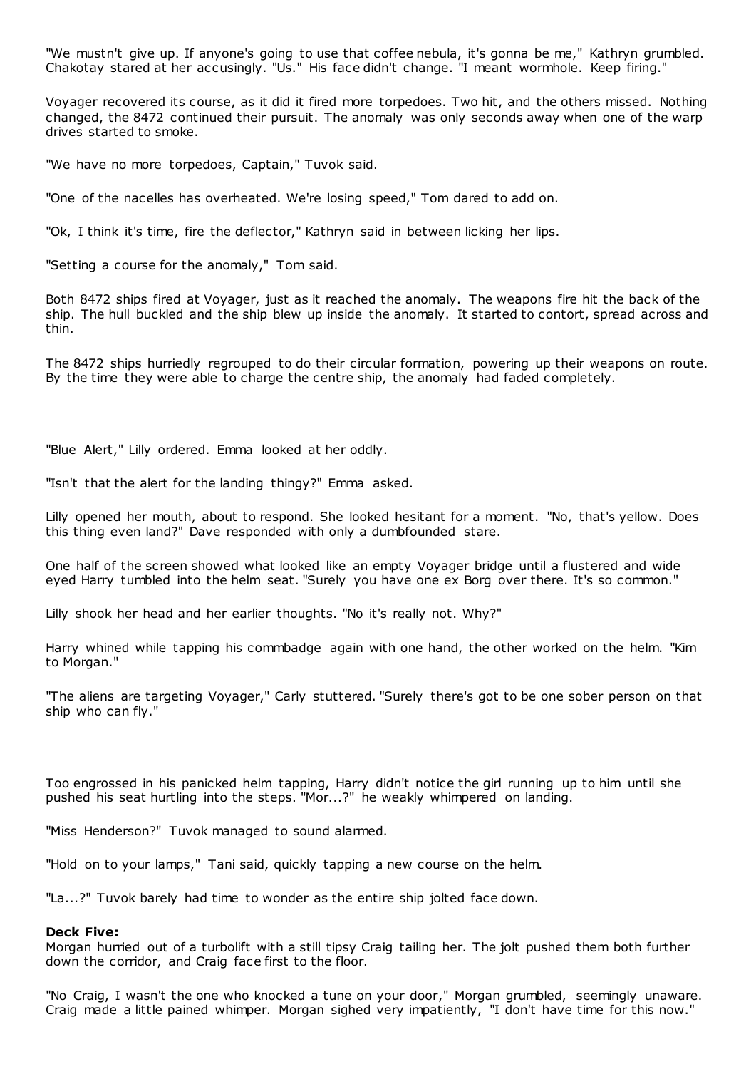"We mustn't give up. If anyone's going to use that coffee nebula, it's gonna be me," Kathryn grumbled. Chakotay stared at her accusingly. "Us." His face didn't change. "I meant wormhole. Keep firing."

Voyager recovered its course, as it did it fired more torpedoes. Two hit, and the others missed. Nothing changed, the 8472 continued their pursuit. The anomaly was only seconds away when one of the warp drives started to smoke.

"We have no more torpedoes, Captain," Tuvok said.

"One of the nacelles has overheated. We're losing speed," Tom dared to add on.

"Ok, I think it's time, fire the deflector," Kathryn said in between licking her lips.

"Setting a course for the anomaly," Tom said.

Both 8472 ships fired at Voyager, just as it reached the anomaly. The weapons fire hit the back of the ship. The hull buckled and the ship blew up inside the anomaly. It started to contort, spread across and thin.

The 8472 ships hurriedly regrouped to do their circular formation, powering up their weapons on route. By the time they were able to charge the centre ship, the anomaly had faded completely.

"Blue Alert," Lilly ordered. Emma looked at her oddly.

"Isn't that the alert for the landing thingy?" Emma asked.

Lilly opened her mouth, about to respond. She looked hesitant for a moment. "No, that's yellow. Does this thing even land?" Dave responded with only a dumbfounded stare.

One half of the screen showed what looked like an empty Voyager bridge until a flustered and wide eyed Harry tumbled into the helm seat. "Surely you have one ex Borg over there. It's so common."

Lilly shook her head and her earlier thoughts. "No it's really not. Why?"

Harry whined while tapping his commbadge again with one hand, the other worked on the helm. "Kim to Morgan."

"The aliens are targeting Voyager," Carly stuttered. "Surely there's got to be one sober person on that ship who can fly."

Too engrossed in his panicked helm tapping, Harry didn't notice the girl running up to him until she pushed his seat hurtling into the steps. "Mor...?" he weakly whimpered on landing.

"Miss Henderson?" Tuvok managed to sound alarmed.

"Hold on to your lamps," Tani said, quickly tapping a new course on the helm.

"La...?" Tuvok barely had time to wonder as the entire ship jolted face down.

**Deck Five:**
Morgan hurried out of a turbolift with a still tipsy Craig tailing her. The jolt pushed them both further down the corridor, and Craig face first to the floor.

"No Craig, I wasn't the one who knocked a tune on your door," Morgan grumbled, seemingly unaware. Craig made a little pained whimper. Morgan sighed very impatiently, "I don't have time for this now."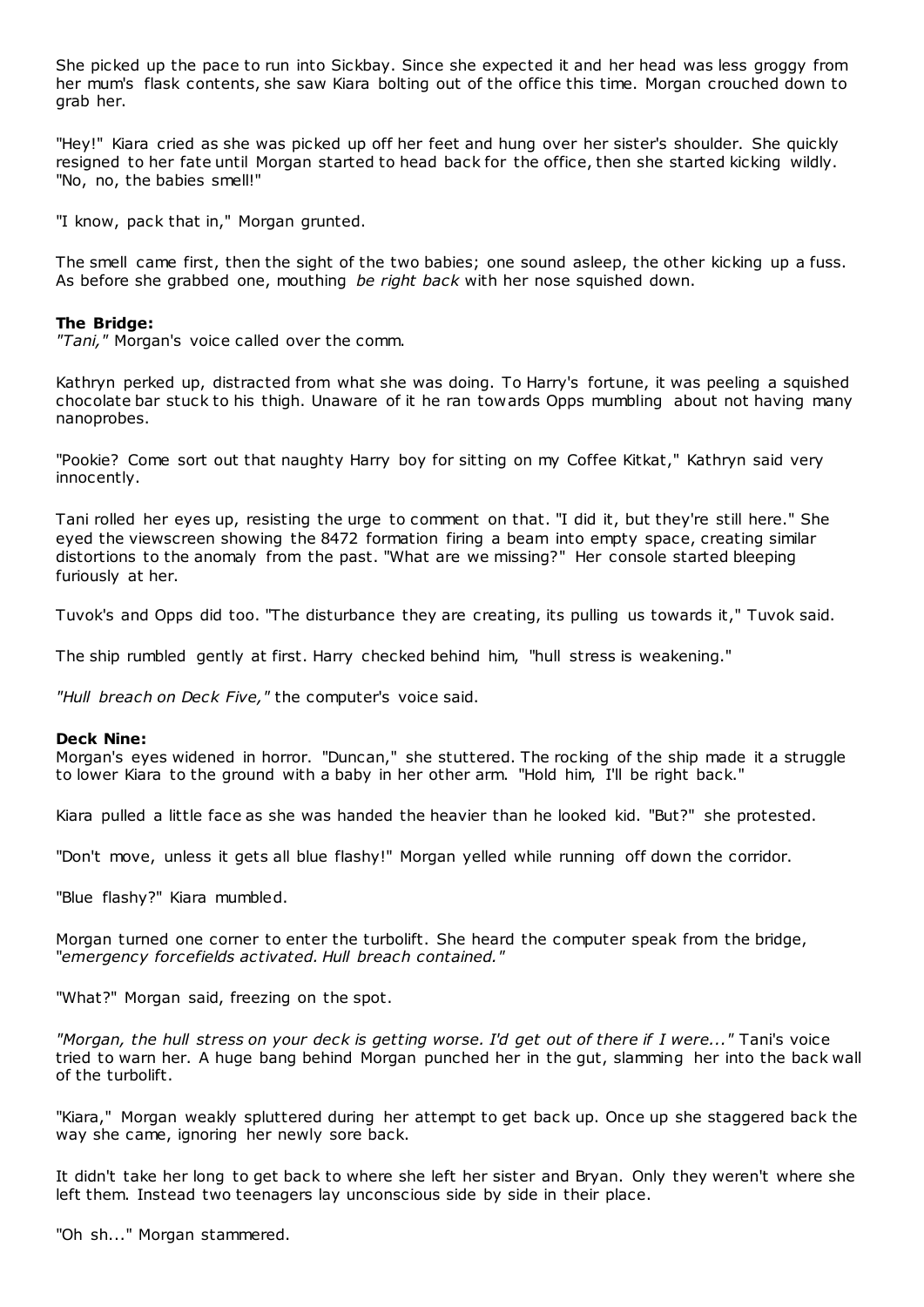She picked up the pace to run into Sickbay. Since she expected it and her head was less groggy from her mum's flask contents, she saw Kiara bolting out of the office this time. Morgan crouched down to grab her.

"Hey!" Kiara cried as she was picked up off her feet and hung over her sister's shoulder. She quickly resigned to her fate until Morgan started to head back for the office, then she started kicking wildly. "No, no, the babies smell!"

"I know, pack that in," Morgan grunted.

The smell came first, then the sight of the two babies; one sound asleep, the other kicking up a fuss. As before she grabbed one, mouthing *be right back* with her nose squished down.

**The Bridge:**
*"Tani,"* Morgan's voice called over the comm.

Kathryn perked up, distracted from what she was doing. To Harry's fortune, it was peeling a squished chocolate bar stuck to his thigh. Unaware of it he ran towards Opps mumbling about not having many nanoprobes.

"Pookie? Come sort out that naughty Harry boy for sitting on my Coffee Kitkat," Kathryn said very innocently.

Tani rolled her eyes up, resisting the urge to comment on that. "I did it, but they're still here." She eyed the viewscreen showing the 8472 formation firing a beam into empty space, creating similar distortions to the anomaly from the past. "What are we missing?" Her console started bleeping furiously at her.

Tuvok's and Opps did too. "The disturbance they are creating, its pulling us towards it," Tuvok said.

The ship rumbled gently at first. Harry checked behind him, "hull stress is weakening."

*"Hull breach on Deck Five,"* the computer's voice said.

**Deck Nine:**
Morgan's eyes widened in horror. "Duncan," she stuttered. The rocking of the ship made it a struggle to lower Kiara to the ground with a baby in her other arm. "Hold him, I'll be right back."

Kiara pulled a little face as she was handed the heavier than he looked kid. "But?" she protested.

"Don't move, unless it gets all blue flashy!" Morgan yelled while running off down the corridor.

"Blue flashy?" Kiara mumbled.

Morgan turned one corner to enter the turbolift. She heard the computer speak from the bridge, "*emergency forcefields activated. Hull breach contained."*

"What?" Morgan said, freezing on the spot.

*"Morgan, the hull stress on your deck is getting worse. I'd get out of there if I were..."* Tani's voice tried to warn her. A huge bang behind Morgan punched her in the gut, slamming her into the back wall of the turbolift.

"Kiara," Morgan weakly spluttered during her attempt to get back up. Once up she staggered back the way she came, ignoring her newly sore back.

It didn't take her long to get back to where she left her sister and Bryan. Only they weren't where she left them. Instead two teenagers lay unconscious side by side in their place.

"Oh sh..." Morgan stammered.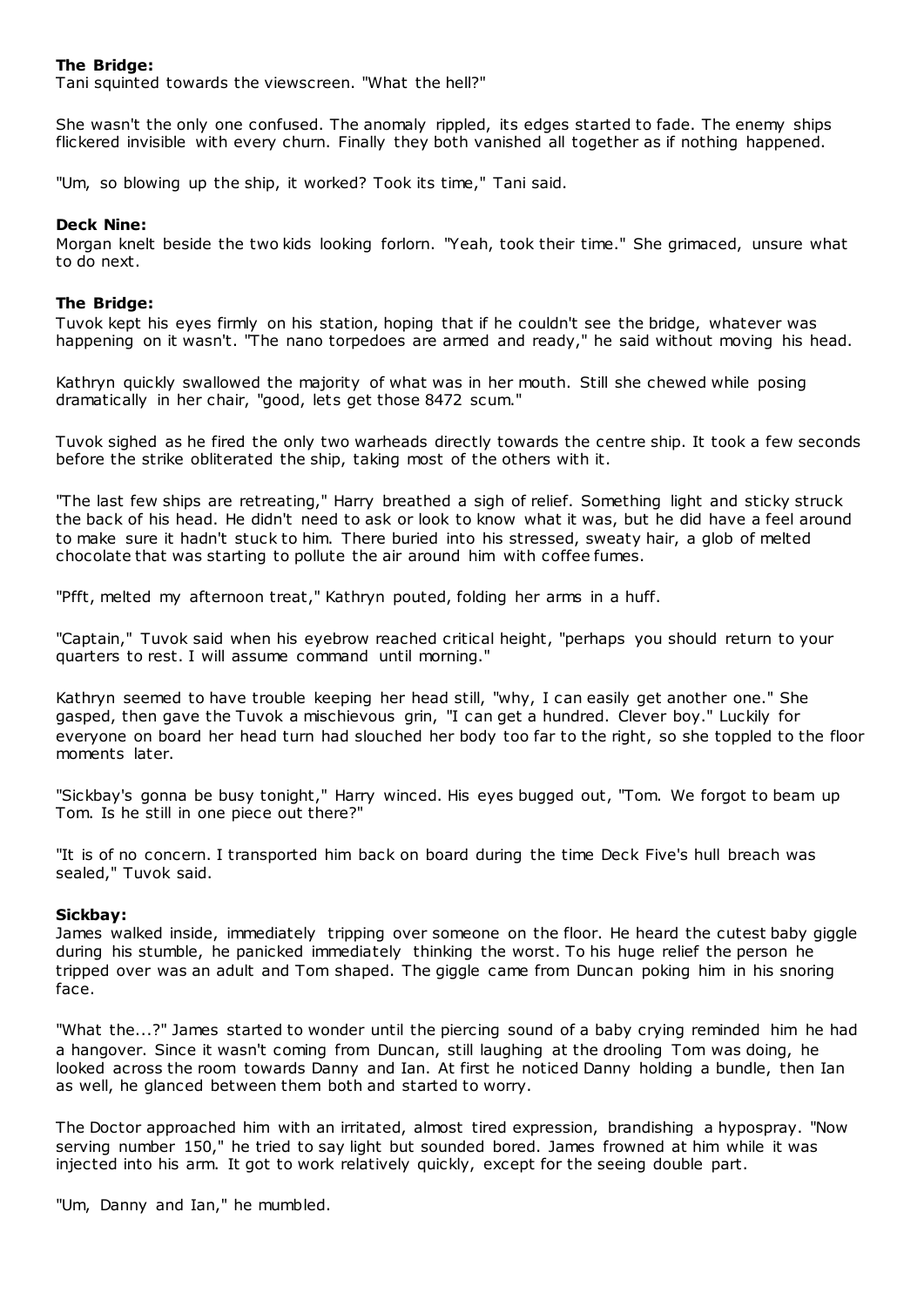**The Bridge:**
Tani squinted towards the viewscreen. "What the hell?"

She wasn't the only one confused. The anomaly rippled, its edges started to fade. The enemy ships flickered invisible with every churn. Finally they both vanished all together as if nothing happened.

"Um, so blowing up the ship, it worked? Took its time," Tani said.

**Deck Nine:**
Morgan knelt beside the two kids looking forlorn. "Yeah, took their time." She grimaced, unsure what to do next.

**The Bridge:**
Tuvok kept his eyes firmly on his station, hoping that if he couldn't see the bridge, whatever was happening on it wasn't. "The nano torpedoes are armed and ready," he said without moving his head.

Kathryn quickly swallowed the majority of what was in her mouth. Still she chewed while posing dramatically in her chair, "good, lets get those 8472 scum."

Tuvok sighed as he fired the only two warheads directly towards the centre ship. It took a few seconds before the strike obliterated the ship, taking most of the others with it.

"The last few ships are retreating," Harry breathed a sigh of relief. Something light and sticky struck the back of his head. He didn't need to ask or look to know what it was, but he did have a feel around to make sure it hadn't stuck to him. There buried into his stressed, sweaty hair, a glob of melted chocolate that was starting to pollute the air around him with coffee fumes.

"Pfft, melted my afternoon treat," Kathryn pouted, folding her arms in a huff.

"Captain," Tuvok said when his eyebrow reached critical height, "perhaps you should return to your quarters to rest. I will assume command until morning."

Kathryn seemed to have trouble keeping her head still, "why, I can easily get another one." She gasped, then gave the Tuvok a mischievous grin, "I can get a hundred. Clever boy." Luckily for everyone on board her head turn had slouched her body too far to the right, so she toppled to the floor moments later.

"Sickbay's gonna be busy tonight," Harry winced. His eyes bugged out, "Tom. We forgot to beam up Tom. Is he still in one piece out there?"

"It is of no concern. I transported him back on board during the time Deck Five's hull breach was sealed," Tuvok said.

**Sickbay:**
James walked inside, immediately tripping over someone on the floor. He heard the cutest baby giggle during his stumble, he panicked immediately thinking the worst. To his huge relief the person he tripped over was an adult and Tom shaped. The giggle came from Duncan poking him in his snoring face.

"What the...?" James started to wonder until the piercing sound of a baby crying reminded him he had a hangover. Since it wasn't coming from Duncan, still laughing at the drooling Tom was doing, he looked across the room towards Danny and Ian. At first he noticed Danny holding a bundle, then Ian as well, he glanced between them both and started to worry.

The Doctor approached him with an irritated, almost tired expression, brandishing a hypospray. "Now serving number 150," he tried to say light but sounded bored. James frowned at him while it was injected into his arm. It got to work relatively quickly, except for the seeing double part.

"Um, Danny and Ian," he mumbled.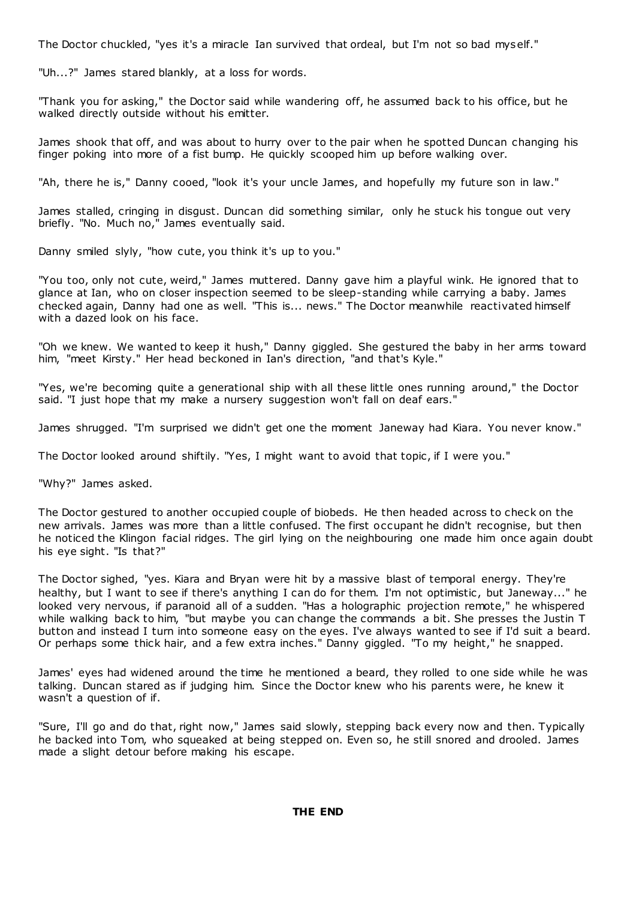The Doctor chuckled, "yes it's a miracle Ian survived that ordeal, but I'm not so bad myself."

"Uh...?" James stared blankly, at a loss for words.

"Thank you for asking," the Doctor said while wandering off, he assumed back to his office, but he walked directly outside without his emitter.

James shook that off, and was about to hurry over to the pair when he spotted Duncan changing his finger poking into more of a fist bump. He quickly scooped him up before walking over.

"Ah, there he is," Danny cooed, "look it's your uncle James, and hopefully my future son in law."

James stalled, cringing in disgust. Duncan did something similar, only he stuck his tongue out very briefly. "No. Much no," James eventually said.

Danny smiled slyly, "how cute, you think it's up to you."

"You too, only not cute, weird," James muttered. Danny gave him a playful wink. He ignored that to glance at Ian, who on closer inspection seemed to be sleep-standing while carrying a baby. James checked again, Danny had one as well. "This is... news." The Doctor meanwhile reactivated himself with a dazed look on his face.

"Oh we knew. We wanted to keep it hush," Danny giggled. She gestured the baby in her arms toward him, "meet Kirsty." Her head beckoned in Ian's direction, "and that's Kyle."

"Yes, we're becoming quite a generational ship with all these little ones running around," the Doctor said. "I just hope that my make a nursery suggestion won't fall on deaf ears."

James shrugged. "I'm surprised we didn't get one the moment Janeway had Kiara. You never know."

The Doctor looked around shiftily. "Yes, I might want to avoid that topic, if I were you."

"Why?" James asked.

The Doctor gestured to another occupied couple of biobeds. He then headed across to check on the new arrivals. James was more than a little confused. The first occupant he didn't recognise, but then he noticed the Klingon facial ridges. The girl lying on the neighbouring one made him once again doubt his eye sight. "Is that?"

The Doctor sighed, "yes. Kiara and Bryan were hit by a massive blast of temporal energy. They're healthy, but I want to see if there's anything I can do for them. I'm not optimistic, but Janeway..." he looked very nervous, if paranoid all of a sudden. "Has a holographic projection remote," he whispered while walking back to him, "but maybe you can change the commands a bit. She presses the Justin T button and instead I turn into someone easy on the eyes. I've always wanted to see if I'd suit a beard. Or perhaps some thick hair, and a few extra inches." Danny giggled. "To my height," he snapped.

James' eyes had widened around the time he mentioned a beard, they rolled to one side while he was talking. Duncan stared as if judging him. Since the Doctor knew who his parents were, he knew it wasn't a question of if.

"Sure, I'll go and do that, right now," James said slowly, stepping back every now and then. Typically he backed into Tom, who squeaked at being stepped on. Even so, he still snored and drooled. James made a slight detour before making his escape.

**THE END**